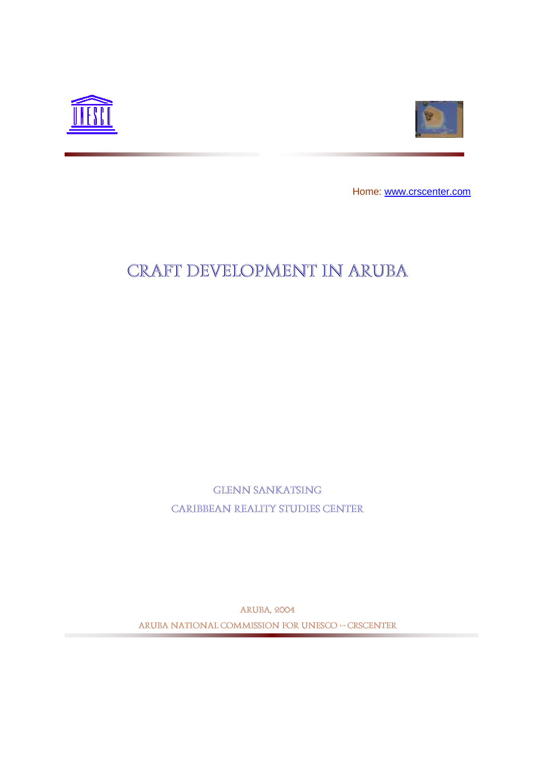Home: www.crscenter.com

# CRAFT DEVELOPMENT IN ARUBA

GLENN SANKATSING

CARIBBEAN REALITY STUDIES CENTER

ARUBA, 2004

ARUBA NATIONAL COMMISSION FOR UNESCO – CRSCENTER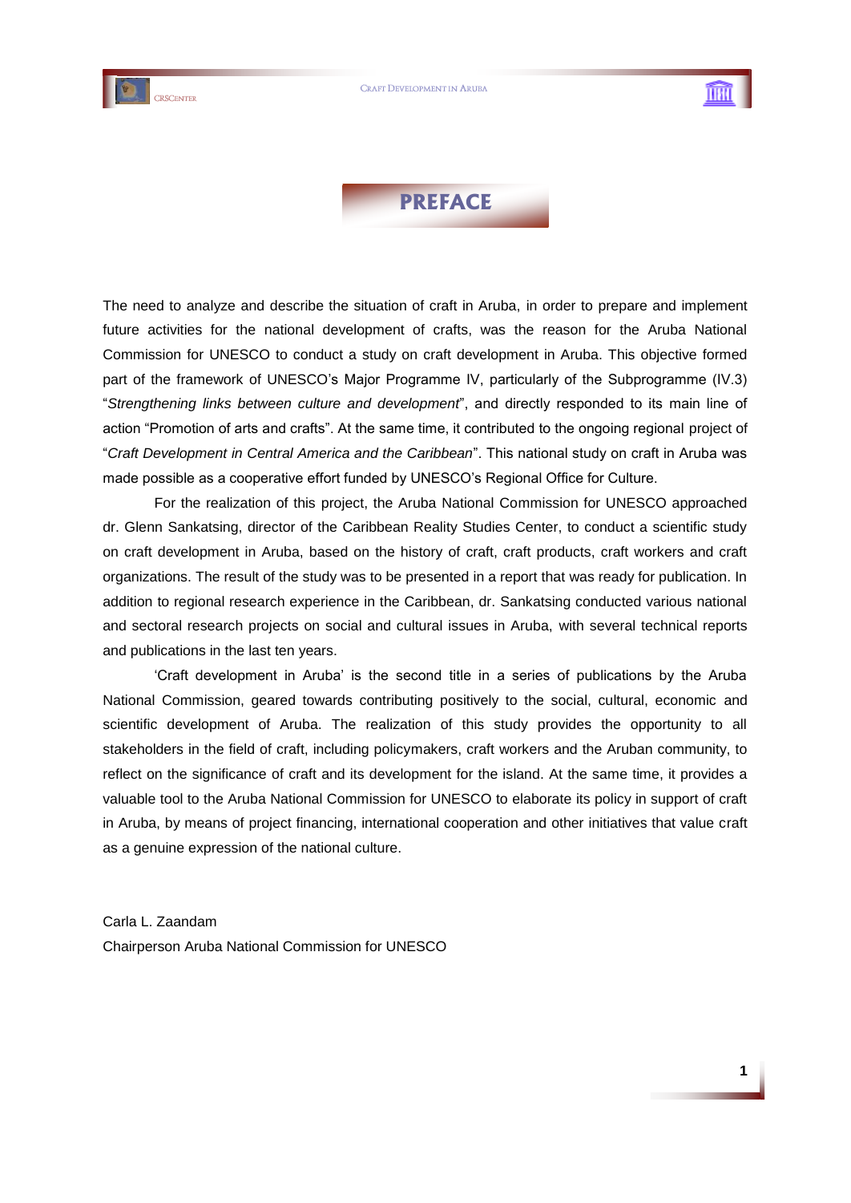# PREFACE

The need to analyze and describe the situation of craft in Aruba, in order to prepare and implement future activities for the national development of crafts, was the reason for the Aruba National Commission for UNESCO to conduct a study on craft development in Aruba. This objective formed part of the framework of UNESCO's Major Programme IV, particularly of the Subprogramme (IV.3) "*Strengthening links between culture and development*", and directly responded to its main line of action "Promotion of arts and crafts". At the same time, it contributed to the ongoing regional project of "*Craft Development in Central America and the Caribbean*". This national study on craft in Aruba was made possible as a cooperative effort funded by UNESCO's Regional Office for Culture.

For the realization of this project, the Aruba National Commission for UNESCO approached dr. Glenn Sankatsing, director of the Caribbean Reality Studies Center, to conduct a scientific study on craft development in Aruba, based on the history of craft, craft products, craft workers and craft organizations. The result of the study was to be presented in a report that was ready for publication. In addition to regional research experience in the Caribbean, dr. Sankatsing conducted various national and sectoral research projects on social and cultural issues in Aruba, with several technical reports and publications in the last ten years.

'Craft development in Aruba' is the second title in a series of publications by the Aruba National Commission, geared towards contributing positively to the social, cultural, economic and scientific development of Aruba. The realization of this study provides the opportunity to all stakeholders in the field of craft, including policymakers, craft workers and the Aruban community, to reflect on the significance of craft and its development for the island. At the same time, it provides a valuable tool to the Aruba National Commission for UNESCO to elaborate its policy in support of craft in Aruba, by means of project financing, international cooperation and other initiatives that value craft as a genuine expression of the national culture.

Carla L. Zaandam
Chairperson Aruba National Commission for UNESCO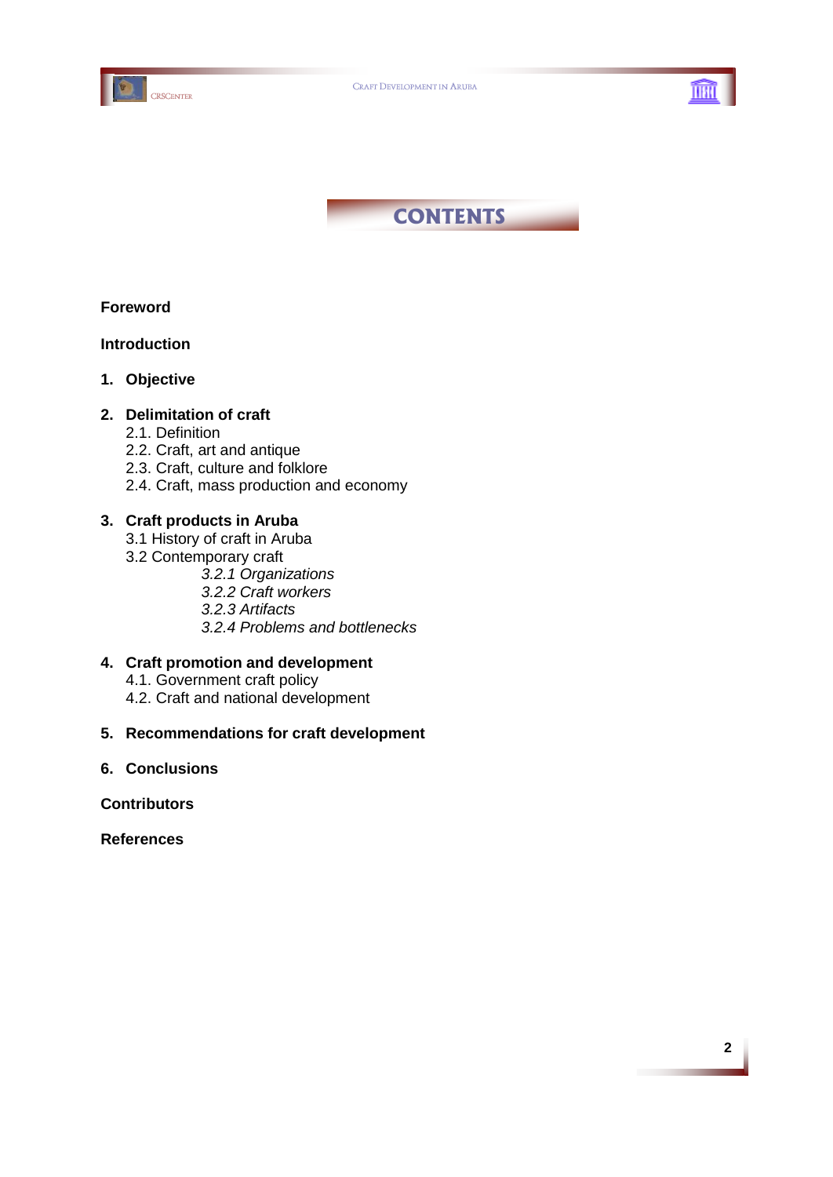# CONTENTS

**Foreword**

**Introduction**

**1. Objective**

**2. Delimitation of craft**
- 2.1. Definition
- 2.2. Craft, art and antique
- 2.3. Craft, culture and folklore
- 2.4. Craft, mass production and economy

**3. Craft products in Aruba**
- 3.1 History of craft in Aruba
- 3.2 Contemporary craft
  - *3.2.1 Organizations*
  - *3.2.2 Craft workers*
  - *3.2.3 Artifacts*
  - *3.2.4 Problems and bottlenecks*

**4. Craft promotion and development**
- 4.1. Government craft policy
- 4.2. Craft and national development

**5. Recommendations for craft development**

**6. Conclusions**

**Contributors**

**References**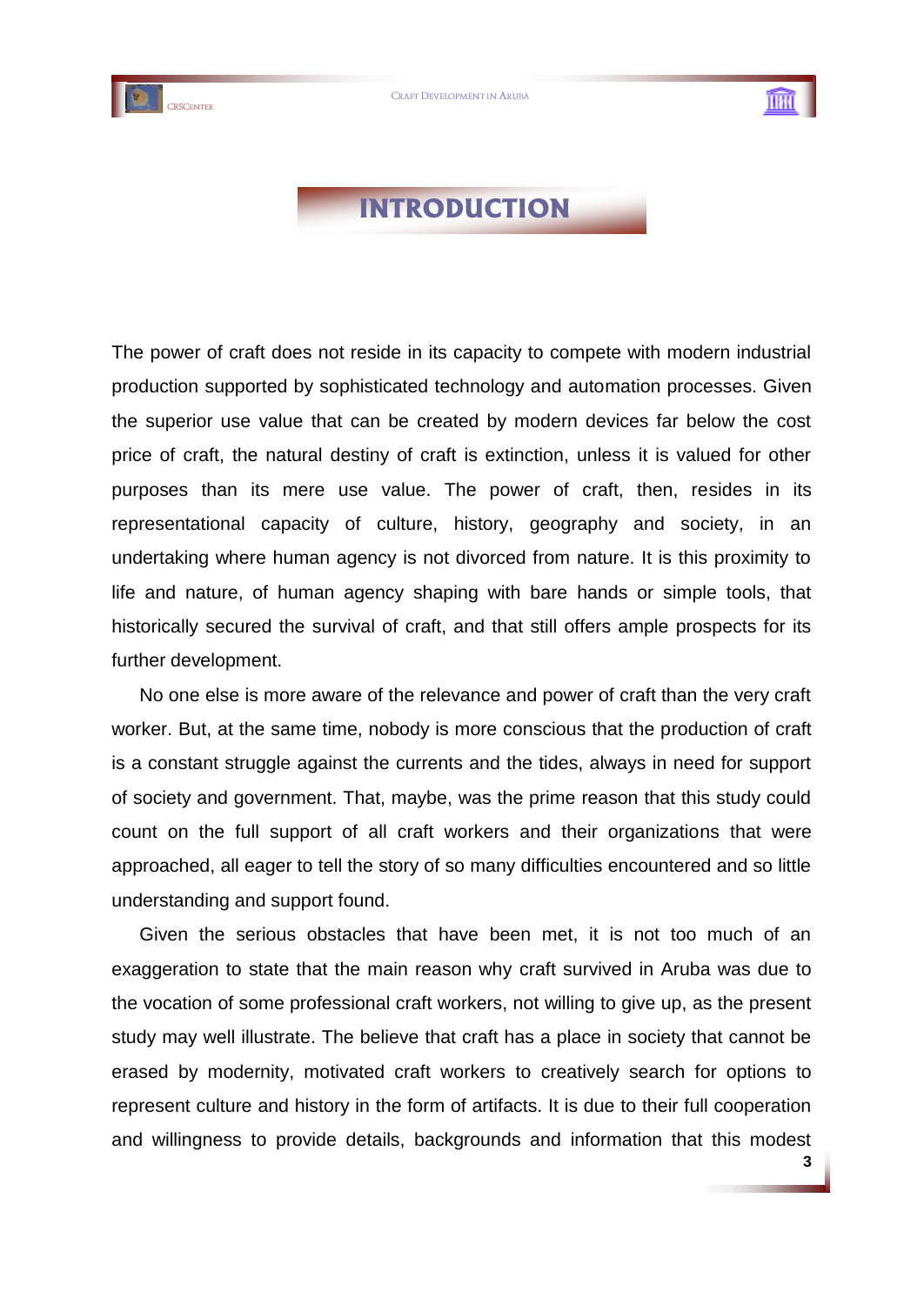# INTRODUCTION

The power of craft does not reside in its capacity to compete with modern industrial production supported by sophisticated technology and automation processes. Given the superior use value that can be created by modern devices far below the cost price of craft, the natural destiny of craft is extinction, unless it is valued for other purposes than its mere use value. The power of craft, then, resides in its representational capacity of culture, history, geography and society, in an undertaking where human agency is not divorced from nature. It is this proximity to life and nature, of human agency shaping with bare hands or simple tools, that historically secured the survival of craft, and that still offers ample prospects for its further development.

No one else is more aware of the relevance and power of craft than the very craft worker. But, at the same time, nobody is more conscious that the production of craft is a constant struggle against the currents and the tides, always in need for support of society and government. That, maybe, was the prime reason that this study could count on the full support of all craft workers and their organizations that were approached, all eager to tell the story of so many difficulties encountered and so little understanding and support found.

Given the serious obstacles that have been met, it is not too much of an exaggeration to state that the main reason why craft survived in Aruba was due to the vocation of some professional craft workers, not willing to give up, as the present study may well illustrate. The believe that craft has a place in society that cannot be erased by modernity, motivated craft workers to creatively search for options to represent culture and history in the form of artifacts. It is due to their full cooperation and willingness to provide details, backgrounds and information that this modest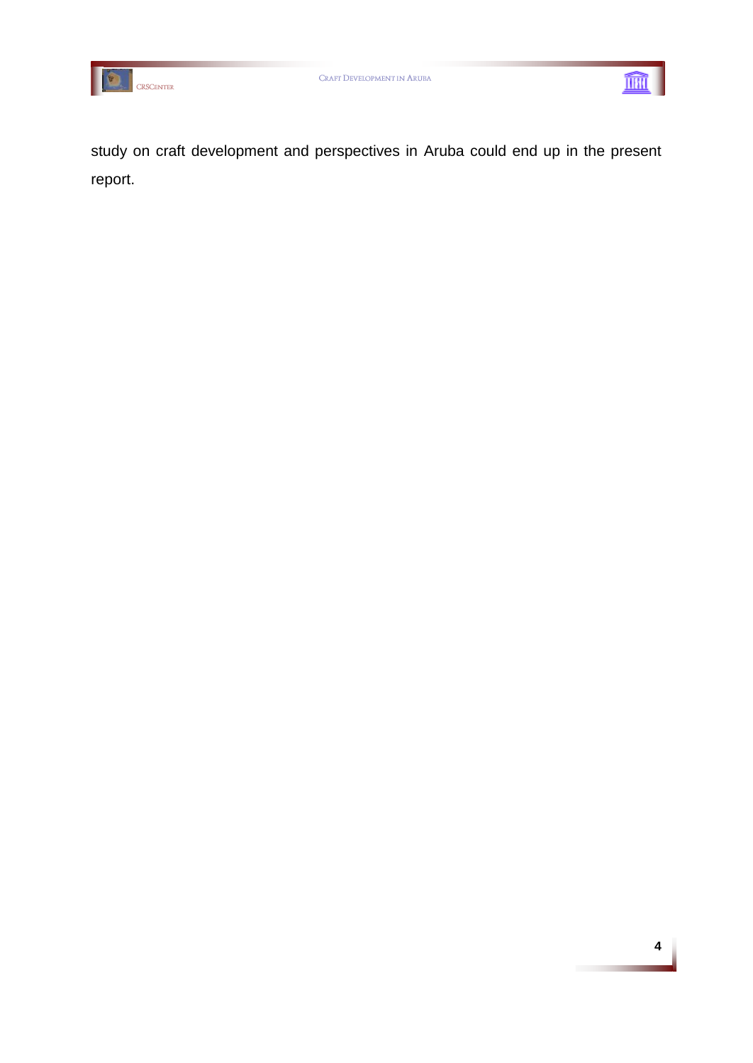study on craft development and perspectives in Aruba could end up in the present report.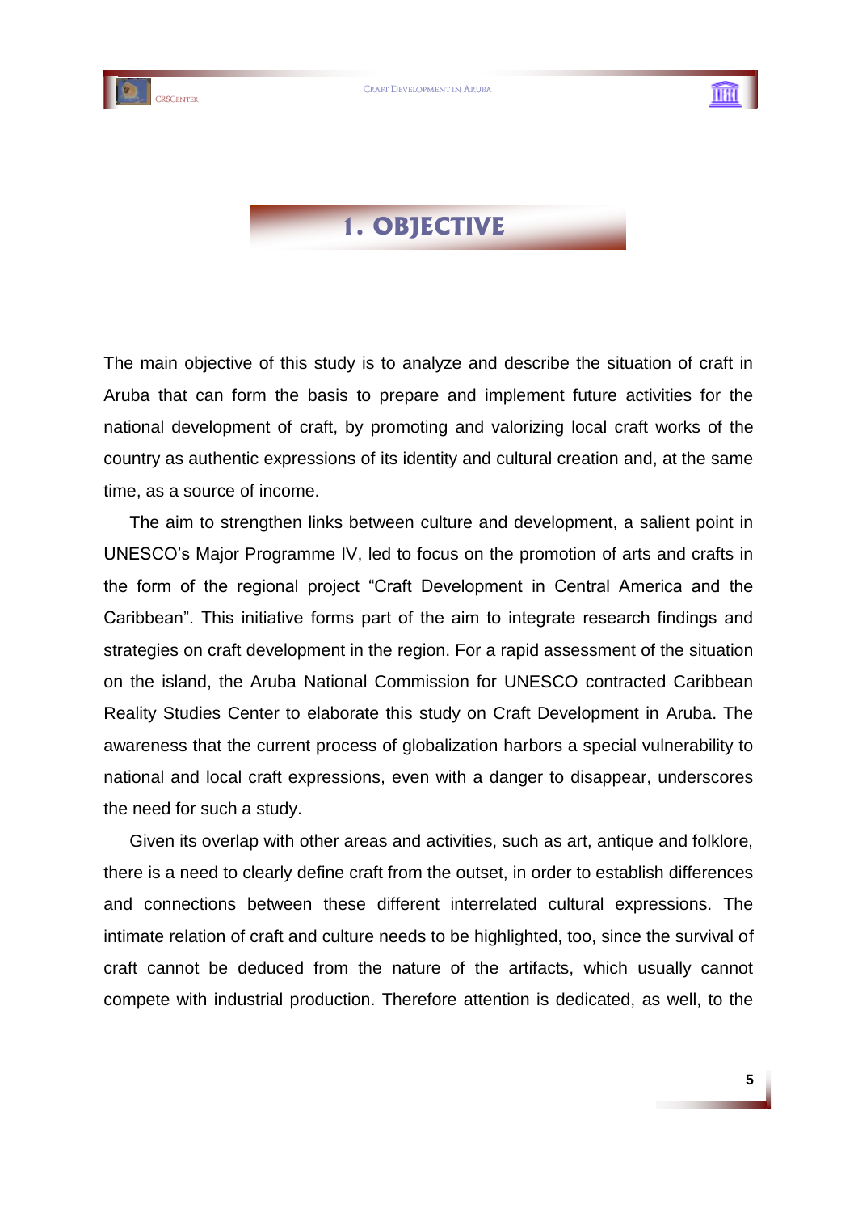# 1. OBJECTIVE

The main objective of this study is to analyze and describe the situation of craft in Aruba that can form the basis to prepare and implement future activities for the national development of craft, by promoting and valorizing local craft works of the country as authentic expressions of its identity and cultural creation and, at the same time, as a source of income.

The aim to strengthen links between culture and development, a salient point in UNESCO's Major Programme IV, led to focus on the promotion of arts and crafts in the form of the regional project "Craft Development in Central America and the Caribbean". This initiative forms part of the aim to integrate research findings and strategies on craft development in the region. For a rapid assessment of the situation on the island, the Aruba National Commission for UNESCO contracted Caribbean Reality Studies Center to elaborate this study on Craft Development in Aruba. The awareness that the current process of globalization harbors a special vulnerability to national and local craft expressions, even with a danger to disappear, underscores the need for such a study.

Given its overlap with other areas and activities, such as art, antique and folklore, there is a need to clearly define craft from the outset, in order to establish differences and connections between these different interrelated cultural expressions. The intimate relation of craft and culture needs to be highlighted, too, since the survival of craft cannot be deduced from the nature of the artifacts, which usually cannot compete with industrial production. Therefore attention is dedicated, as well, to the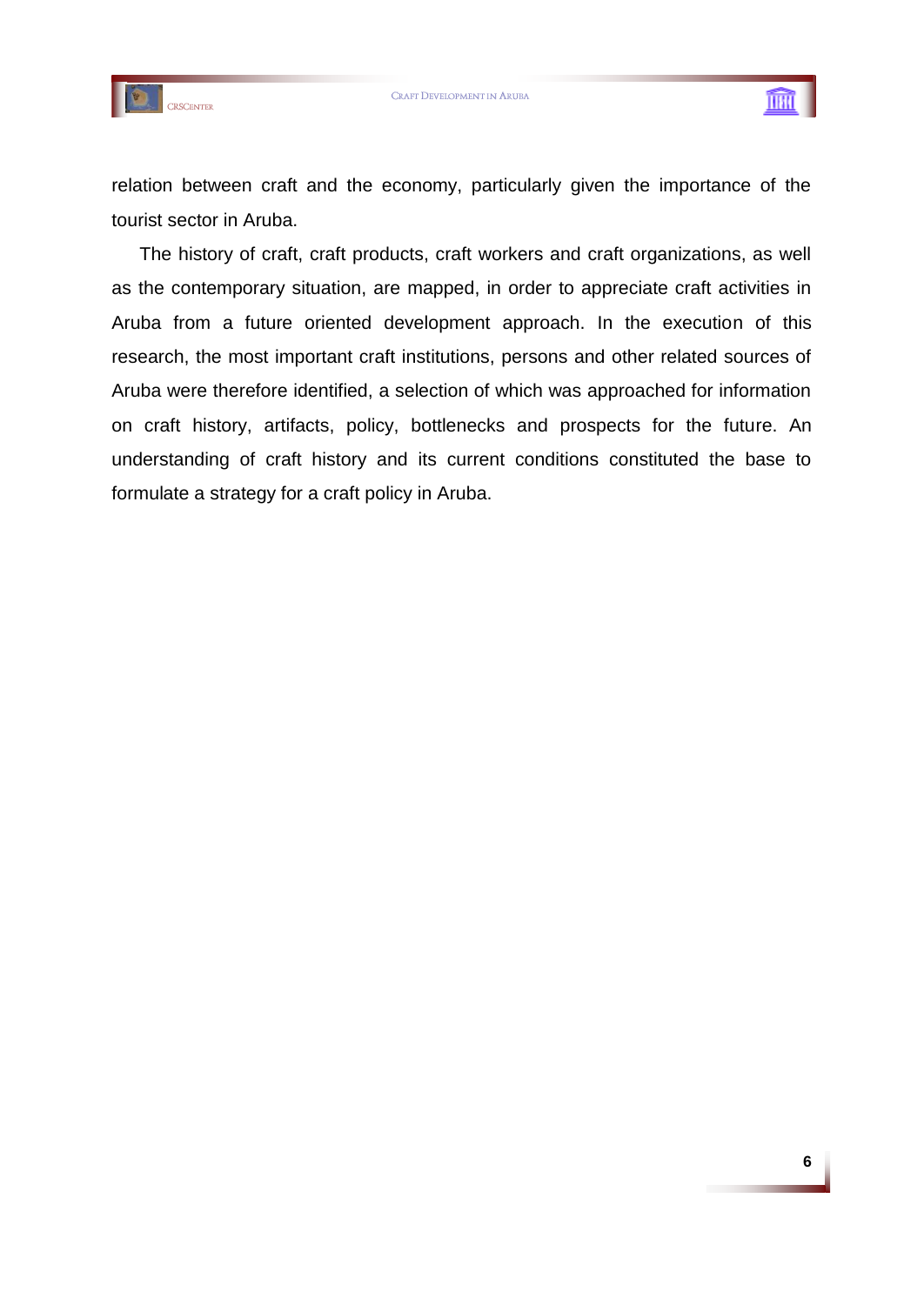relation between craft and the economy, particularly given the importance of the tourist sector in Aruba.

The history of craft, craft products, craft workers and craft organizations, as well as the contemporary situation, are mapped, in order to appreciate craft activities in Aruba from a future oriented development approach. In the execution of this research, the most important craft institutions, persons and other related sources of Aruba were therefore identified, a selection of which was approached for information on craft history, artifacts, policy, bottlenecks and prospects for the future. An understanding of craft history and its current conditions constituted the base to formulate a strategy for a craft policy in Aruba.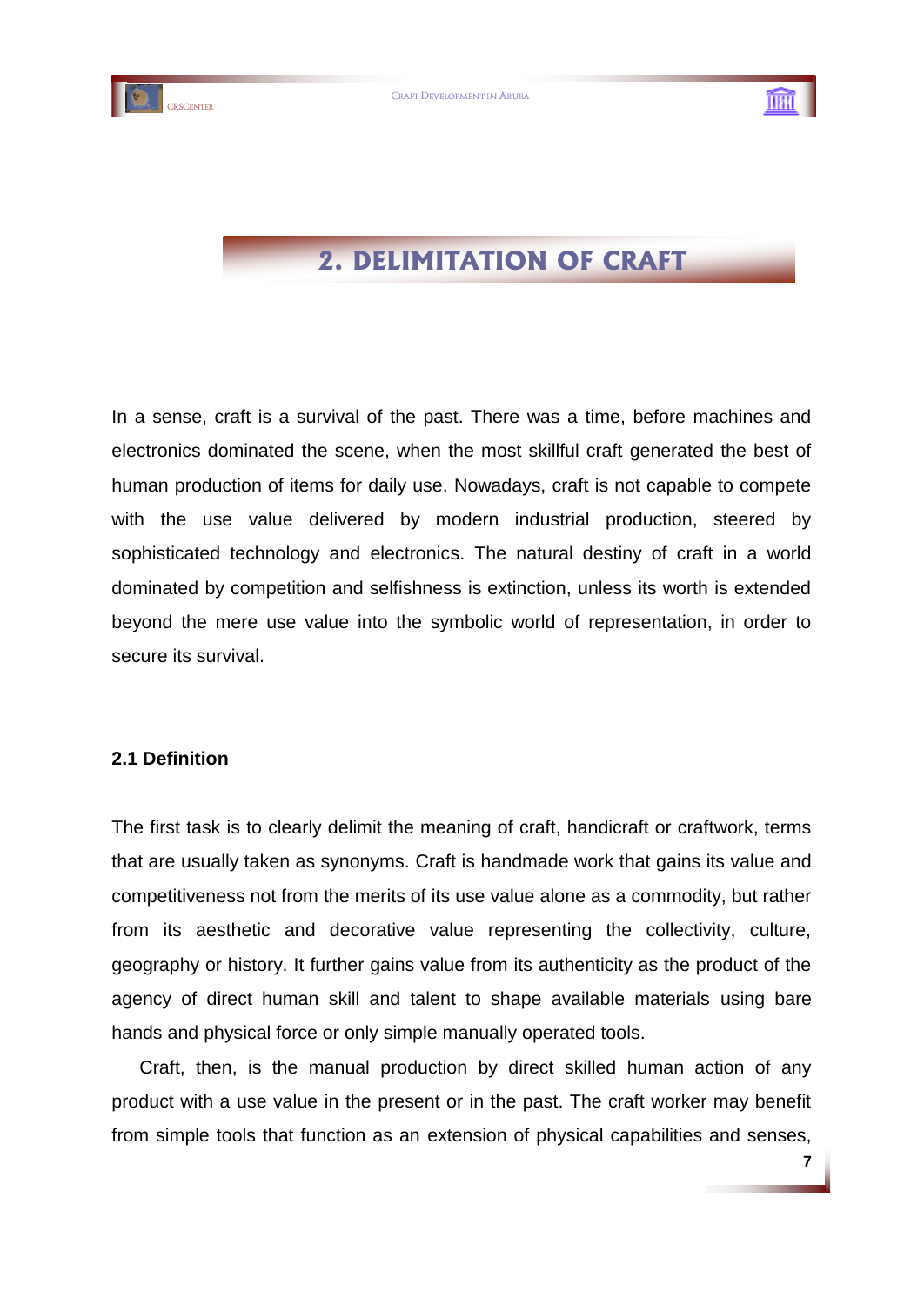# 2. DELIMITATION OF CRAFT

In a sense, craft is a survival of the past. There was a time, before machines and electronics dominated the scene, when the most skillful craft generated the best of human production of items for daily use. Nowadays, craft is not capable to compete with the use value delivered by modern industrial production, steered by sophisticated technology and electronics. The natural destiny of craft in a world dominated by competition and selfishness is extinction, unless its worth is extended beyond the mere use value into the symbolic world of representation, in order to secure its survival.

## 2.1 Definition

The first task is to clearly delimit the meaning of craft, handicraft or craftwork, terms that are usually taken as synonyms. Craft is handmade work that gains its value and competitiveness not from the merits of its use value alone as a commodity, but rather from its aesthetic and decorative value representing the collectivity, culture, geography or history. It further gains value from its authenticity as the product of the agency of direct human skill and talent to shape available materials using bare hands and physical force or only simple manually operated tools.

Craft, then, is the manual production by direct skilled human action of any product with a use value in the present or in the past. The craft worker may benefit from simple tools that function as an extension of physical capabilities and senses,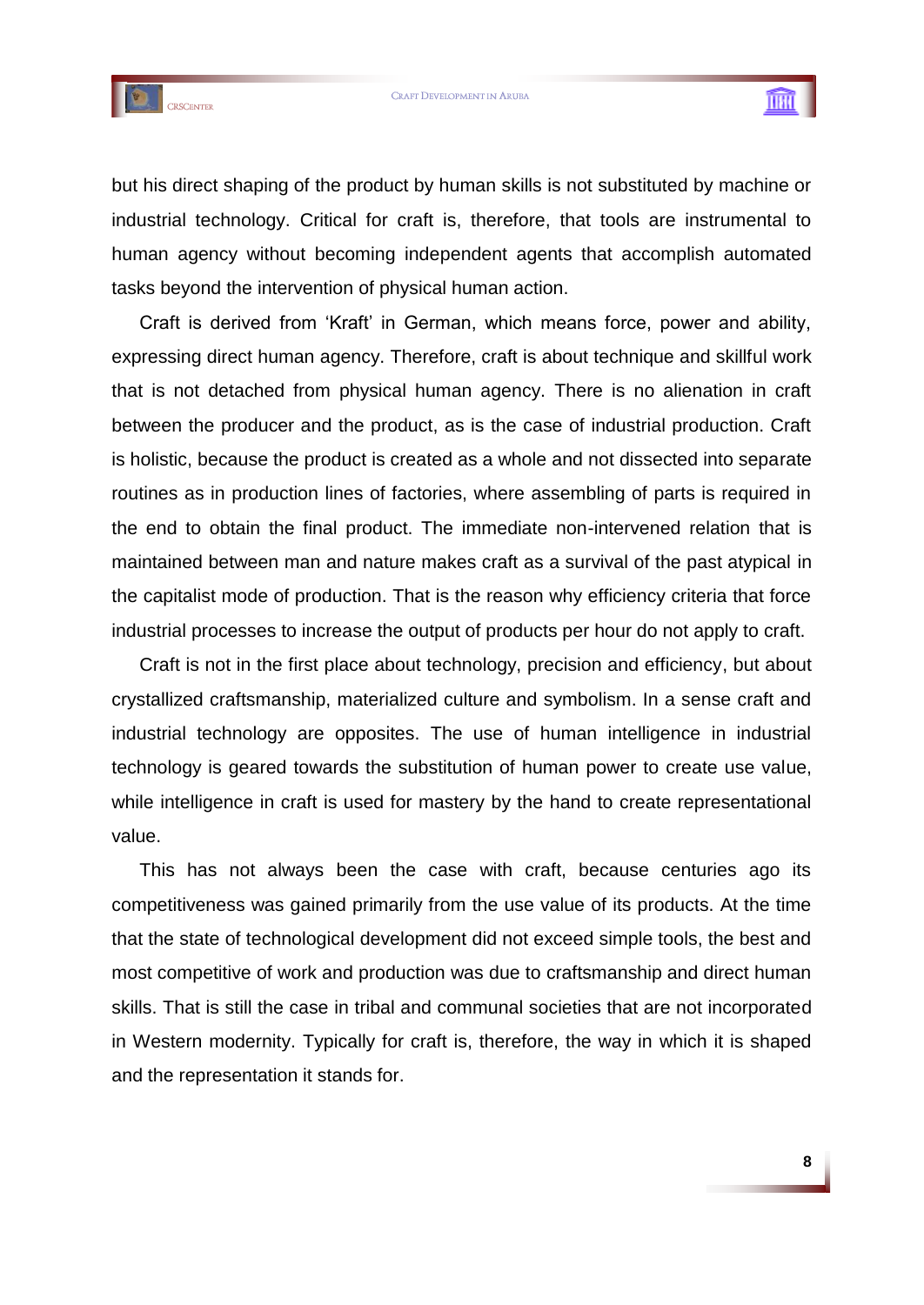but his direct shaping of the product by human skills is not substituted by machine or industrial technology. Critical for craft is, therefore, that tools are instrumental to human agency without becoming independent agents that accomplish automated tasks beyond the intervention of physical human action.

Craft is derived from 'Kraft' in German, which means force, power and ability, expressing direct human agency. Therefore, craft is about technique and skillful work that is not detached from physical human agency. There is no alienation in craft between the producer and the product, as is the case of industrial production. Craft is holistic, because the product is created as a whole and not dissected into separate routines as in production lines of factories, where assembling of parts is required in the end to obtain the final product. The immediate non-intervened relation that is maintained between man and nature makes craft as a survival of the past atypical in the capitalist mode of production. That is the reason why efficiency criteria that force industrial processes to increase the output of products per hour do not apply to craft.

Craft is not in the first place about technology, precision and efficiency, but about crystallized craftsmanship, materialized culture and symbolism. In a sense craft and industrial technology are opposites. The use of human intelligence in industrial technology is geared towards the substitution of human power to create use value, while intelligence in craft is used for mastery by the hand to create representational value.

This has not always been the case with craft, because centuries ago its competitiveness was gained primarily from the use value of its products. At the time that the state of technological development did not exceed simple tools, the best and most competitive of work and production was due to craftsmanship and direct human skills. That is still the case in tribal and communal societies that are not incorporated in Western modernity. Typically for craft is, therefore, the way in which it is shaped and the representation it stands for.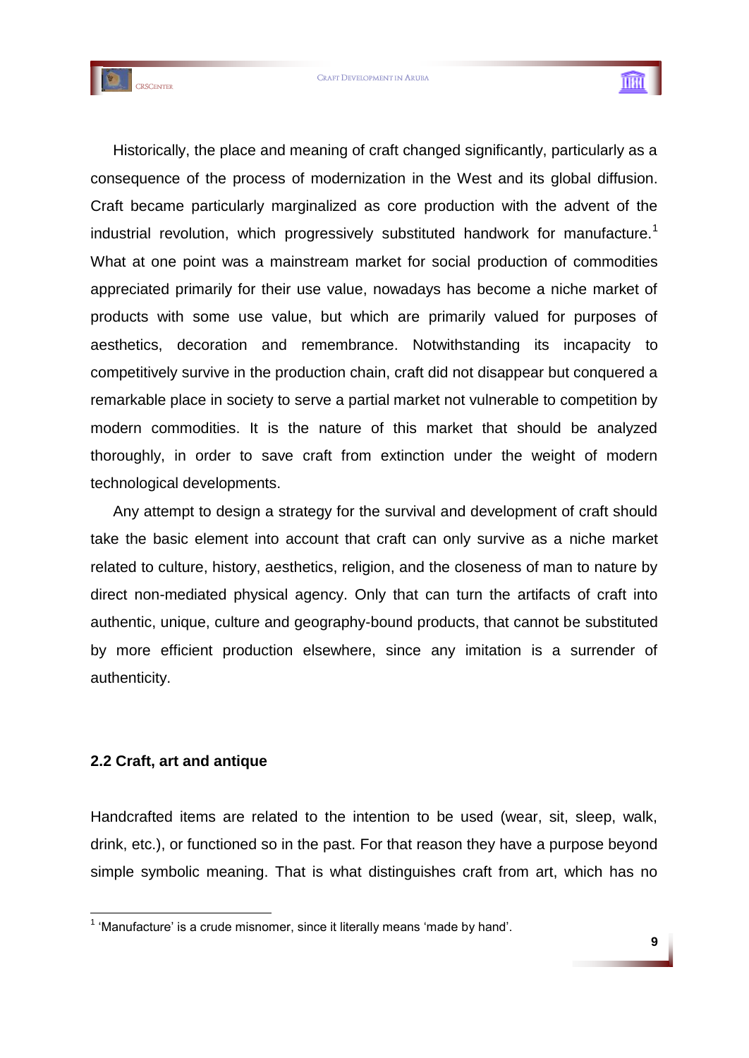Historically, the place and meaning of craft changed significantly, particularly as a consequence of the process of modernization in the West and its global diffusion. Craft became particularly marginalized as core production with the advent of the industrial revolution, which progressively substituted handwork for manufacture.[1] What at one point was a mainstream market for social production of commodities appreciated primarily for their use value, nowadays has become a niche market of products with some use value, but which are primarily valued for purposes of aesthetics, decoration and remembrance. Notwithstanding its incapacity to competitively survive in the production chain, craft did not disappear but conquered a remarkable place in society to serve a partial market not vulnerable to competition by modern commodities. It is the nature of this market that should be analyzed thoroughly, in order to save craft from extinction under the weight of modern technological developments.

Any attempt to design a strategy for the survival and development of craft should take the basic element into account that craft can only survive as a niche market related to culture, history, aesthetics, religion, and the closeness of man to nature by direct non-mediated physical agency. Only that can turn the artifacts of craft into authentic, unique, culture and geography-bound products, that cannot be substituted by more efficient production elsewhere, since any imitation is a surrender of authenticity.

### 2.2 Craft, art and antique

Handcrafted items are related to the intention to be used (wear, sit, sleep, walk, drink, etc.), or functioned so in the past. For that reason they have a purpose beyond simple symbolic meaning. That is what distinguishes craft from art, which has no

[1] 'Manufacture' is a crude misnomer, since it literally means 'made by hand'.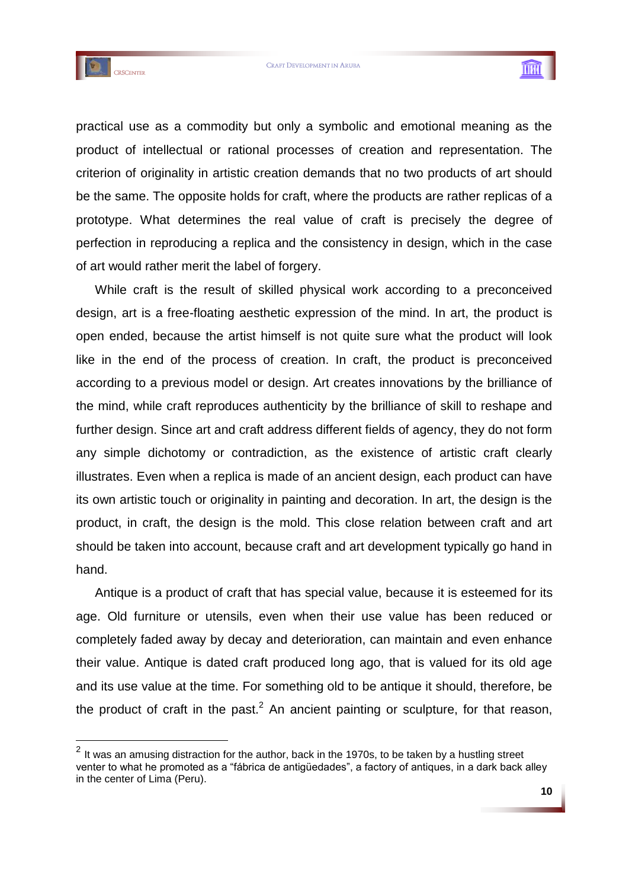practical use as a commodity but only a symbolic and emotional meaning as the product of intellectual or rational processes of creation and representation. The criterion of originality in artistic creation demands that no two products of art should be the same. The opposite holds for craft, where the products are rather replicas of a prototype. What determines the real value of craft is precisely the degree of perfection in reproducing a replica and the consistency in design, which in the case of art would rather merit the label of forgery.

While craft is the result of skilled physical work according to a preconceived design, art is a free-floating aesthetic expression of the mind. In art, the product is open ended, because the artist himself is not quite sure what the product will look like in the end of the process of creation. In craft, the product is preconceived according to a previous model or design. Art creates innovations by the brilliance of the mind, while craft reproduces authenticity by the brilliance of skill to reshape and further design. Since art and craft address different fields of agency, they do not form any simple dichotomy or contradiction, as the existence of artistic craft clearly illustrates. Even when a replica is made of an ancient design, each product can have its own artistic touch or originality in painting and decoration. In art, the design is the product, in craft, the design is the mold. This close relation between craft and art should be taken into account, because craft and art development typically go hand in hand.

Antique is a product of craft that has special value, because it is esteemed for its age. Old furniture or utensils, even when their use value has been reduced or completely faded away by decay and deterioration, can maintain and even enhance their value. Antique is dated craft produced long ago, that is valued for its old age and its use value at the time. For something old to be antique it should, therefore, be the product of craft in the past.[2] An ancient painting or sculpture, for that reason,

[2] It was an amusing distraction for the author, back in the 1970s, to be taken by a hustling street venter to what he promoted as a "fábrica de antigüedades", a factory of antiques, in a dark back alley in the center of Lima (Peru).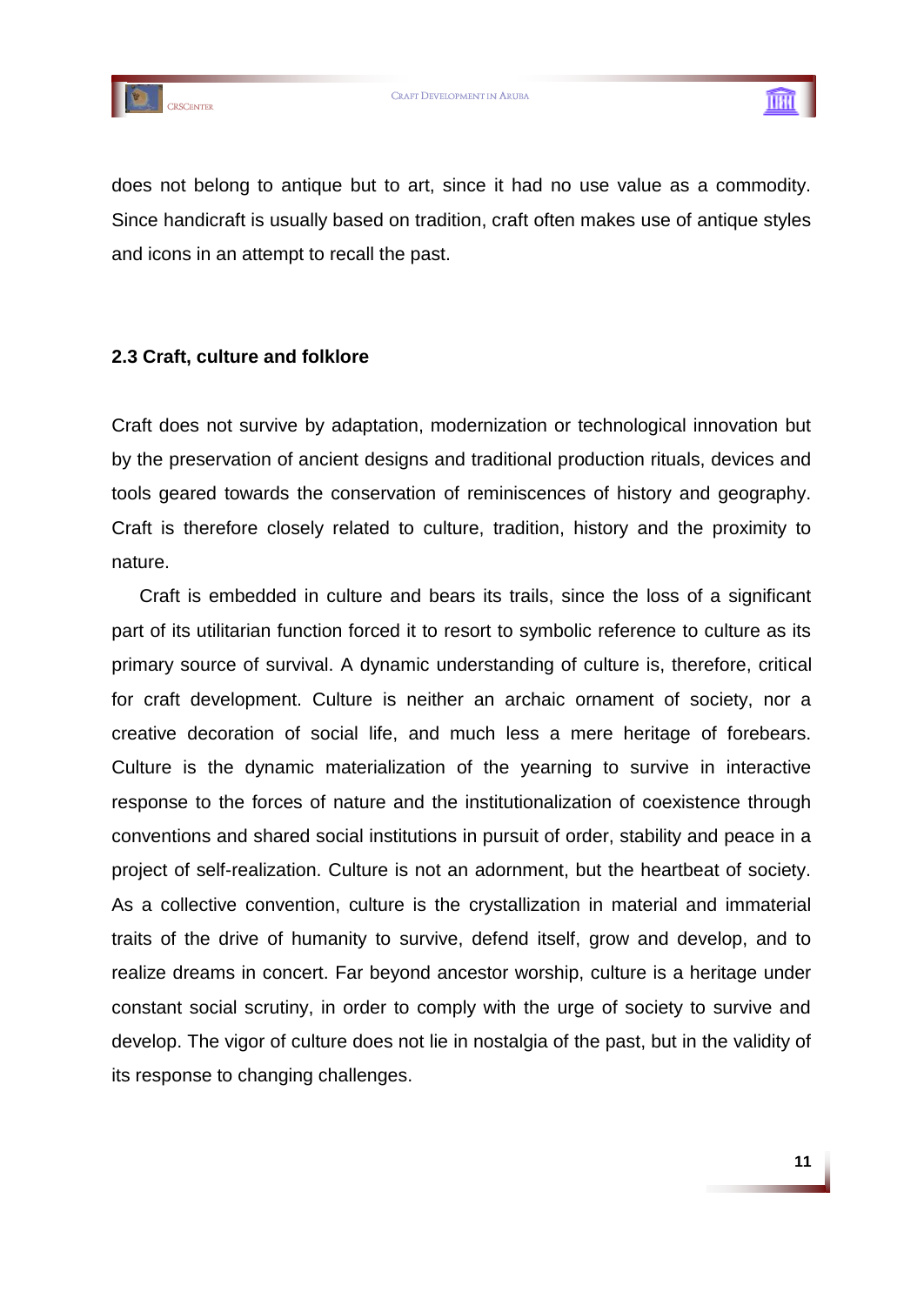does not belong to antique but to art, since it had no use value as a commodity. Since handicraft is usually based on tradition, craft often makes use of antique styles and icons in an attempt to recall the past.

### 2.3 Craft, culture and folklore

Craft does not survive by adaptation, modernization or technological innovation but by the preservation of ancient designs and traditional production rituals, devices and tools geared towards the conservation of reminiscences of history and geography. Craft is therefore closely related to culture, tradition, history and the proximity to nature.

Craft is embedded in culture and bears its trails, since the loss of a significant part of its utilitarian function forced it to resort to symbolic reference to culture as its primary source of survival. A dynamic understanding of culture is, therefore, critical for craft development. Culture is neither an archaic ornament of society, nor a creative decoration of social life, and much less a mere heritage of forebears. Culture is the dynamic materialization of the yearning to survive in interactive response to the forces of nature and the institutionalization of coexistence through conventions and shared social institutions in pursuit of order, stability and peace in a project of self-realization. Culture is not an adornment, but the heartbeat of society. As a collective convention, culture is the crystallization in material and immaterial traits of the drive of humanity to survive, defend itself, grow and develop, and to realize dreams in concert. Far beyond ancestor worship, culture is a heritage under constant social scrutiny, in order to comply with the urge of society to survive and develop. The vigor of culture does not lie in nostalgia of the past, but in the validity of its response to changing challenges.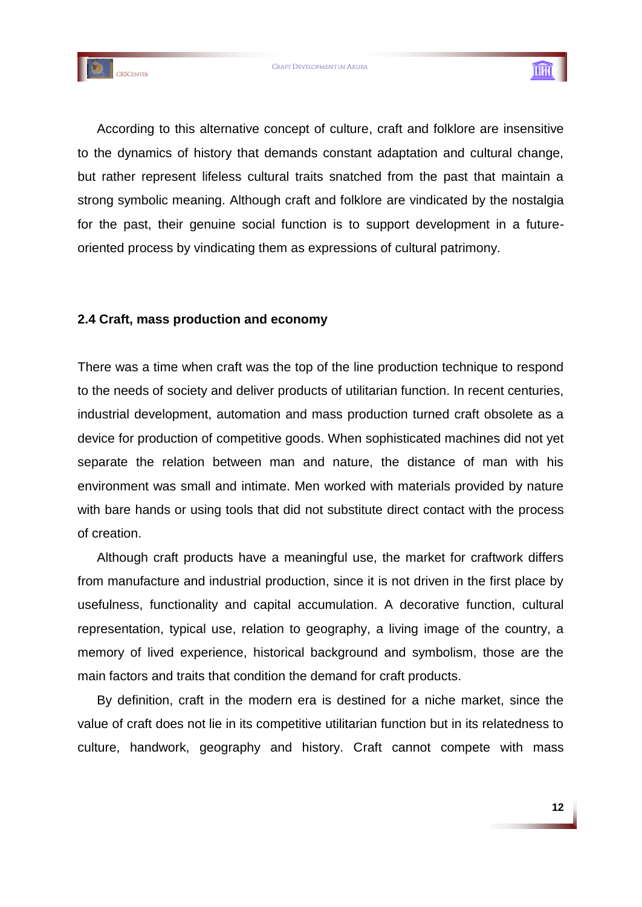According to this alternative concept of culture, craft and folklore are insensitive to the dynamics of history that demands constant adaptation and cultural change, but rather represent lifeless cultural traits snatched from the past that maintain a strong symbolic meaning. Although craft and folklore are vindicated by the nostalgia for the past, their genuine social function is to support development in a future-oriented process by vindicating them as expressions of cultural patrimony.

### 2.4 Craft, mass production and economy

There was a time when craft was the top of the line production technique to respond to the needs of society and deliver products of utilitarian function. In recent centuries, industrial development, automation and mass production turned craft obsolete as a device for production of competitive goods. When sophisticated machines did not yet separate the relation between man and nature, the distance of man with his environment was small and intimate. Men worked with materials provided by nature with bare hands or using tools that did not substitute direct contact with the process of creation.

Although craft products have a meaningful use, the market for craftwork differs from manufacture and industrial production, since it is not driven in the first place by usefulness, functionality and capital accumulation. A decorative function, cultural representation, typical use, relation to geography, a living image of the country, a memory of lived experience, historical background and symbolism, those are the main factors and traits that condition the demand for craft products.

By definition, craft in the modern era is destined for a niche market, since the value of craft does not lie in its competitive utilitarian function but in its relatedness to culture, handwork, geography and history. Craft cannot compete with mass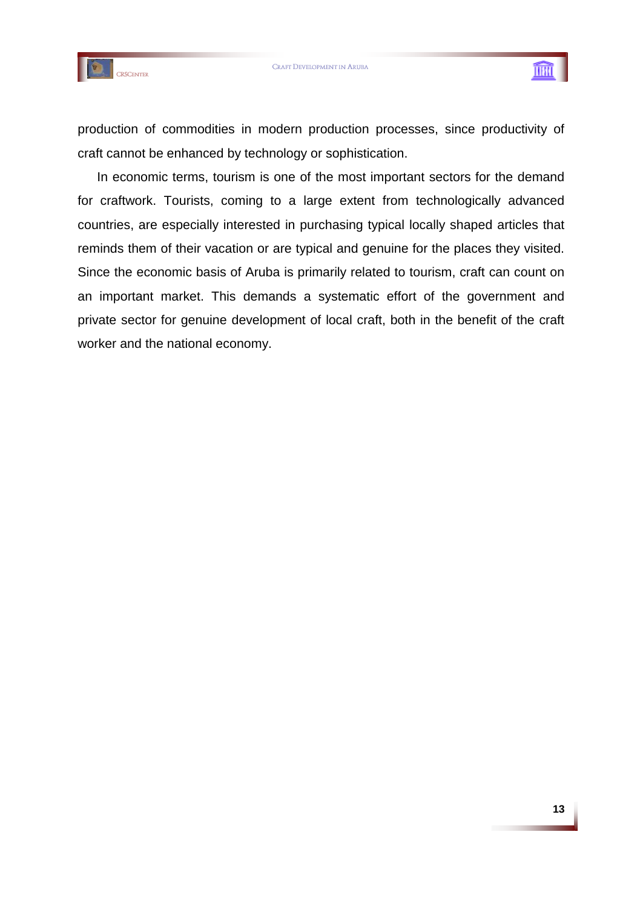production of commodities in modern production processes, since productivity of craft cannot be enhanced by technology or sophistication.

In economic terms, tourism is one of the most important sectors for the demand for craftwork. Tourists, coming to a large extent from technologically advanced countries, are especially interested in purchasing typical locally shaped articles that reminds them of their vacation or are typical and genuine for the places they visited. Since the economic basis of Aruba is primarily related to tourism, craft can count on an important market. This demands a systematic effort of the government and private sector for genuine development of local craft, both in the benefit of the craft worker and the national economy.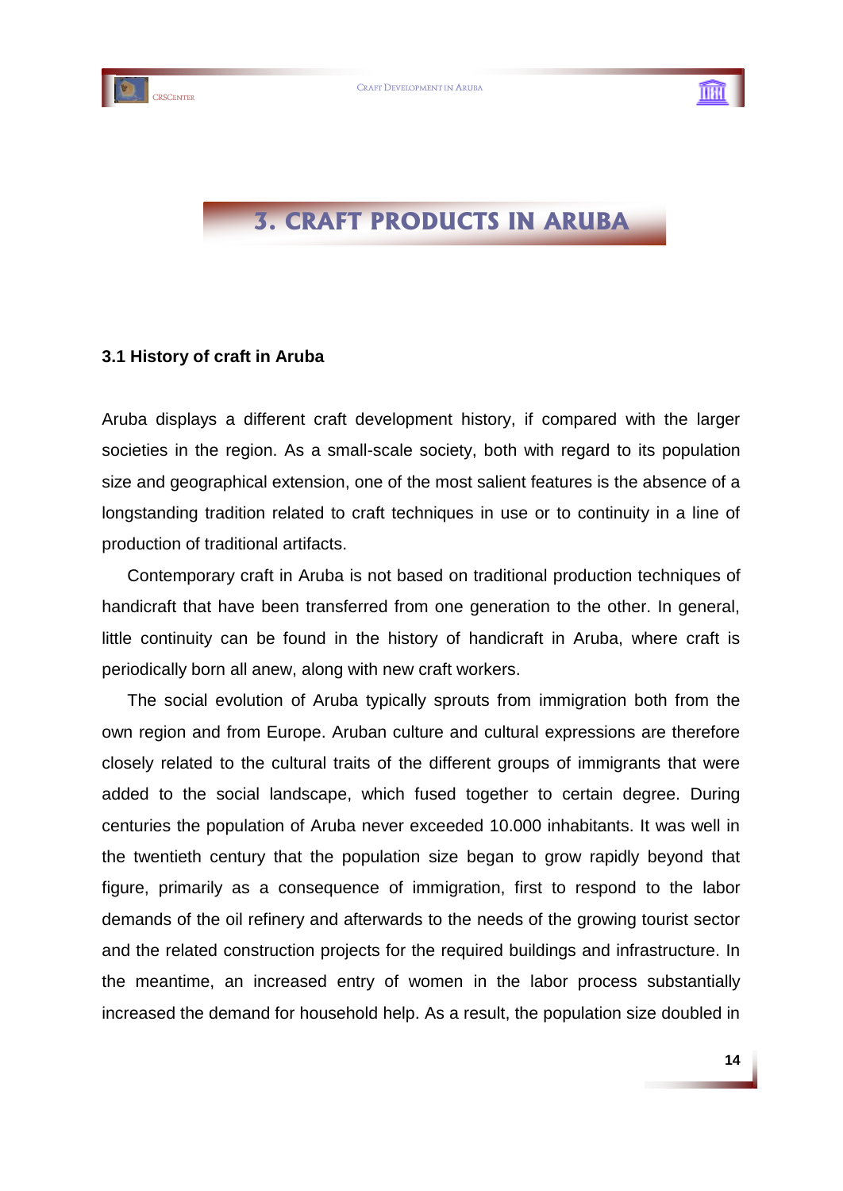# 3. CRAFT PRODUCTS IN ARUBA

### 3.1 History of craft in Aruba

Aruba displays a different craft development history, if compared with the larger societies in the region. As a small-scale society, both with regard to its population size and geographical extension, one of the most salient features is the absence of a longstanding tradition related to craft techniques in use or to continuity in a line of production of traditional artifacts.

Contemporary craft in Aruba is not based on traditional production techniques of handicraft that have been transferred from one generation to the other. In general, little continuity can be found in the history of handicraft in Aruba, where craft is periodically born all anew, along with new craft workers.

The social evolution of Aruba typically sprouts from immigration both from the own region and from Europe. Aruban culture and cultural expressions are therefore closely related to the cultural traits of the different groups of immigrants that were added to the social landscape, which fused together to certain degree. During centuries the population of Aruba never exceeded 10.000 inhabitants. It was well in the twentieth century that the population size began to grow rapidly beyond that figure, primarily as a consequence of immigration, first to respond to the labor demands of the oil refinery and afterwards to the needs of the growing tourist sector and the related construction projects for the required buildings and infrastructure. In the meantime, an increased entry of women in the labor process substantially increased the demand for household help. As a result, the population size doubled in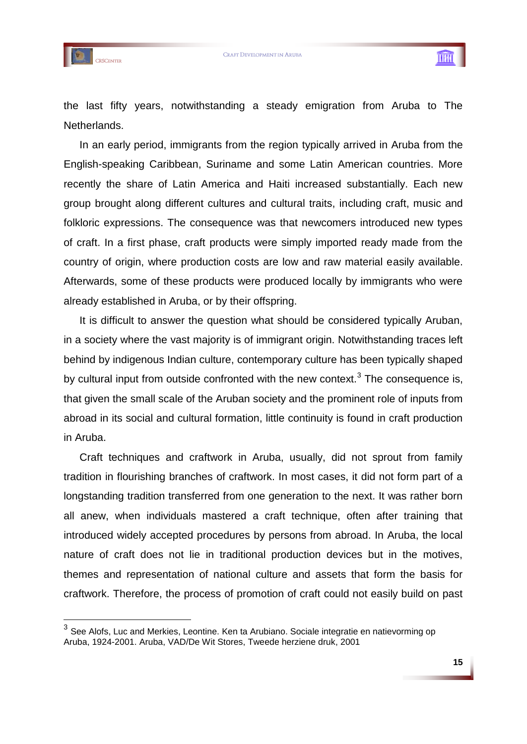the last fifty years, notwithstanding a steady emigration from Aruba to The Netherlands.

In an early period, immigrants from the region typically arrived in Aruba from the English-speaking Caribbean, Suriname and some Latin American countries. More recently the share of Latin America and Haiti increased substantially. Each new group brought along different cultures and cultural traits, including craft, music and folkloric expressions. The consequence was that newcomers introduced new types of craft. In a first phase, craft products were simply imported ready made from the country of origin, where production costs are low and raw material easily available. Afterwards, some of these products were produced locally by immigrants who were already established in Aruba, or by their offspring.

It is difficult to answer the question what should be considered typically Aruban, in a society where the vast majority is of immigrant origin. Notwithstanding traces left behind by indigenous Indian culture, contemporary culture has been typically shaped by cultural input from outside confronted with the new context.[3] The consequence is, that given the small scale of the Aruban society and the prominent role of inputs from abroad in its social and cultural formation, little continuity is found in craft production in Aruba.

Craft techniques and craftwork in Aruba, usually, did not sprout from family tradition in flourishing branches of craftwork. In most cases, it did not form part of a longstanding tradition transferred from one generation to the next. It was rather born all anew, when individuals mastered a craft technique, often after training that introduced widely accepted procedures by persons from abroad. In Aruba, the local nature of craft does not lie in traditional production devices but in the motives, themes and representation of national culture and assets that form the basis for craftwork. Therefore, the process of promotion of craft could not easily build on past

---

[3] See Alofs, Luc and Merkies, Leontine. Ken ta Arubiano. Sociale integratie en natievorming op Aruba, 1924-2001. Aruba, VAD/De Wit Stores, Tweede herziene druk, 2001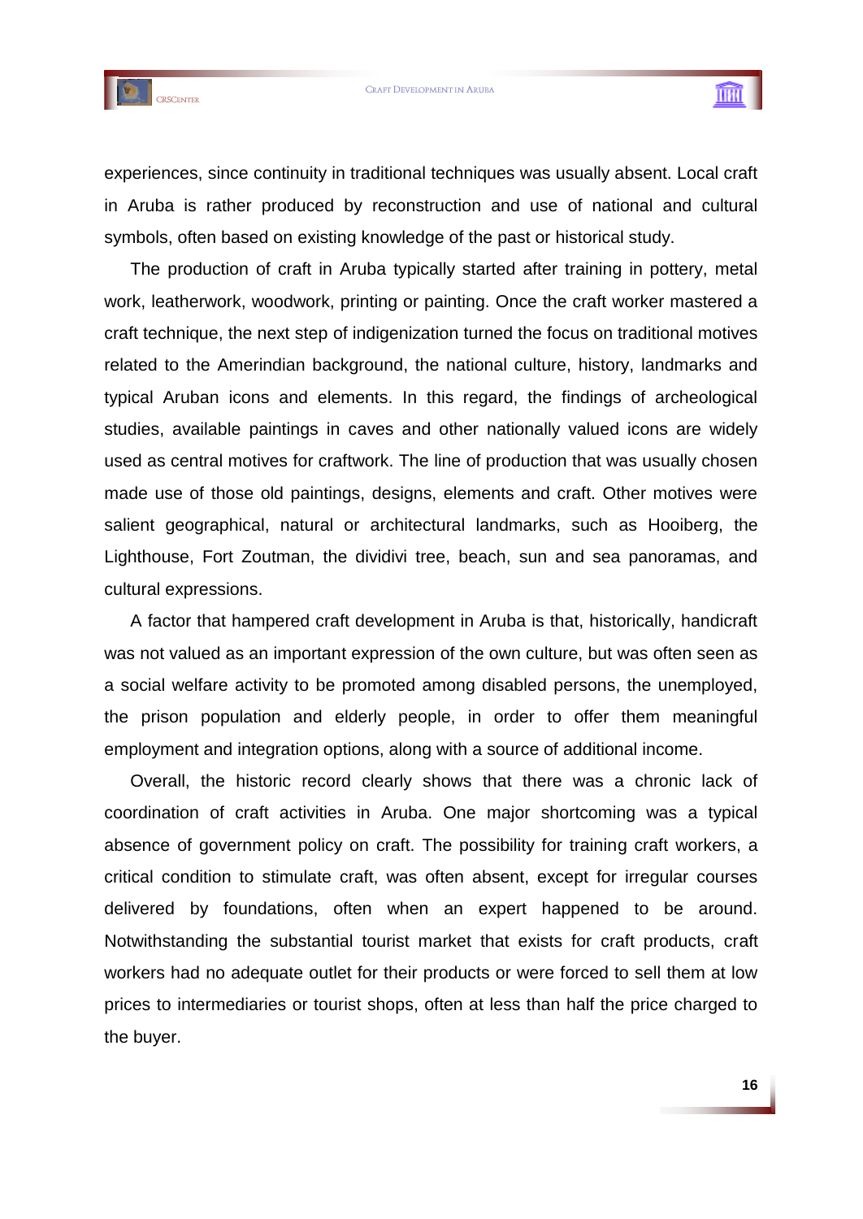experiences, since continuity in traditional techniques was usually absent. Local craft in Aruba is rather produced by reconstruction and use of national and cultural symbols, often based on existing knowledge of the past or historical study.

The production of craft in Aruba typically started after training in pottery, metal work, leatherwork, woodwork, printing or painting. Once the craft worker mastered a craft technique, the next step of indigenization turned the focus on traditional motives related to the Amerindian background, the national culture, history, landmarks and typical Aruban icons and elements. In this regard, the findings of archeological studies, available paintings in caves and other nationally valued icons are widely used as central motives for craftwork. The line of production that was usually chosen made use of those old paintings, designs, elements and craft. Other motives were salient geographical, natural or architectural landmarks, such as Hooiberg, the Lighthouse, Fort Zoutman, the dividivi tree, beach, sun and sea panoramas, and cultural expressions.

A factor that hampered craft development in Aruba is that, historically, handicraft was not valued as an important expression of the own culture, but was often seen as a social welfare activity to be promoted among disabled persons, the unemployed, the prison population and elderly people, in order to offer them meaningful employment and integration options, along with a source of additional income.

Overall, the historic record clearly shows that there was a chronic lack of coordination of craft activities in Aruba. One major shortcoming was a typical absence of government policy on craft. The possibility for training craft workers, a critical condition to stimulate craft, was often absent, except for irregular courses delivered by foundations, often when an expert happened to be around. Notwithstanding the substantial tourist market that exists for craft products, craft workers had no adequate outlet for their products or were forced to sell them at low prices to intermediaries or tourist shops, often at less than half the price charged to the buyer.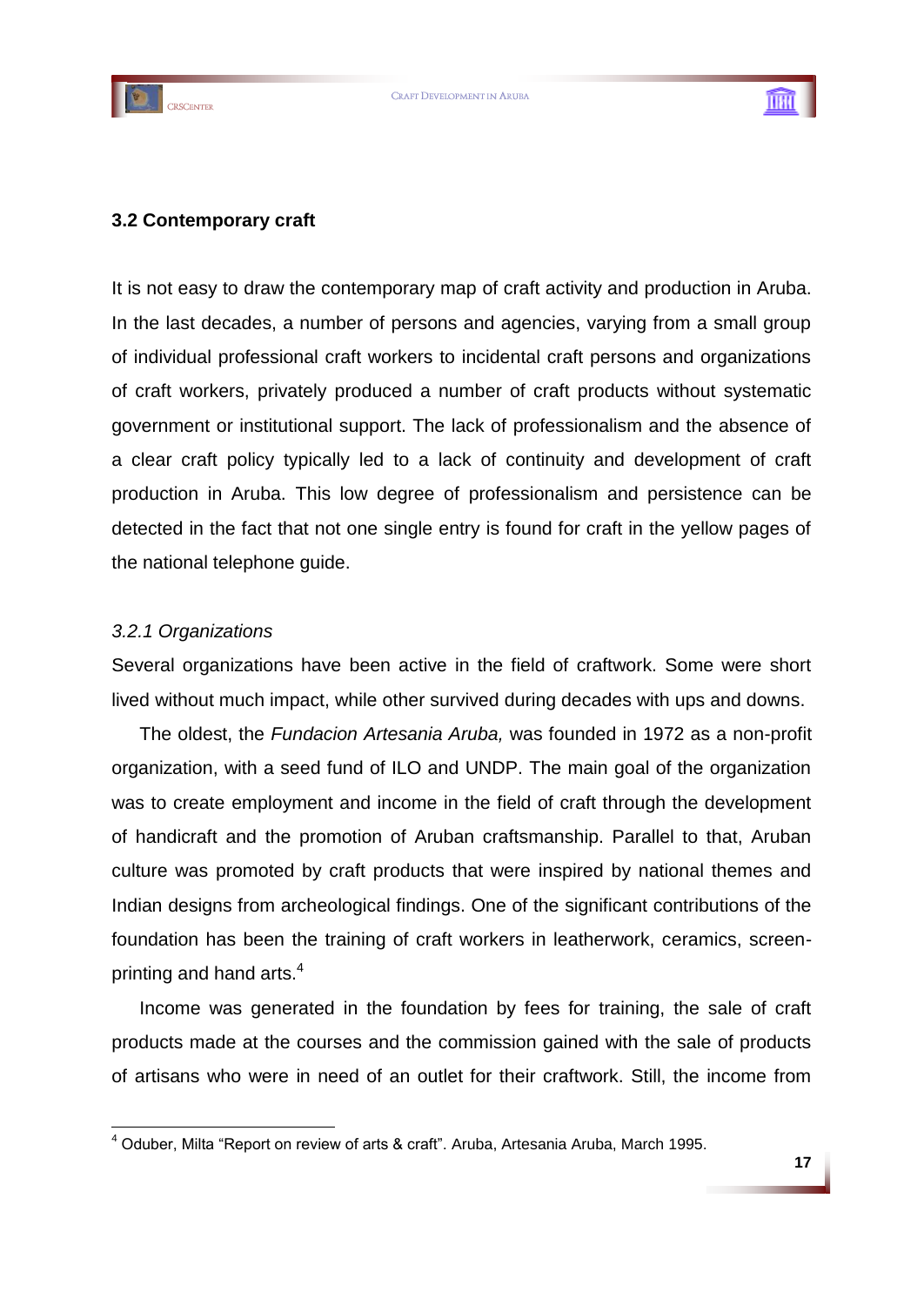### 3.2 Contemporary craft

It is not easy to draw the contemporary map of craft activity and production in Aruba. In the last decades, a number of persons and agencies, varying from a small group of individual professional craft workers to incidental craft persons and organizations of craft workers, privately produced a number of craft products without systematic government or institutional support. The lack of professionalism and the absence of a clear craft policy typically led to a lack of continuity and development of craft production in Aruba. This low degree of professionalism and persistence can be detected in the fact that not one single entry is found for craft in the yellow pages of the national telephone guide.

#### *3.2.1 Organizations*

Several organizations have been active in the field of craftwork. Some were short lived without much impact, while other survived during decades with ups and downs.

The oldest, the *Fundacion Artesania Aruba,* was founded in 1972 as a non-profit organization, with a seed fund of ILO and UNDP. The main goal of the organization was to create employment and income in the field of craft through the development of handicraft and the promotion of Aruban craftsmanship. Parallel to that, Aruban culture was promoted by craft products that were inspired by national themes and Indian designs from archeological findings. One of the significant contributions of the foundation has been the training of craft workers in leatherwork, ceramics, screen-printing and hand arts.[4]

Income was generated in the foundation by fees for training, the sale of craft products made at the courses and the commission gained with the sale of products of artisans who were in need of an outlet for their craftwork. Still, the income from

---

[4] Oduber, Milta "Report on review of arts & craft". Aruba, Artesania Aruba, March 1995.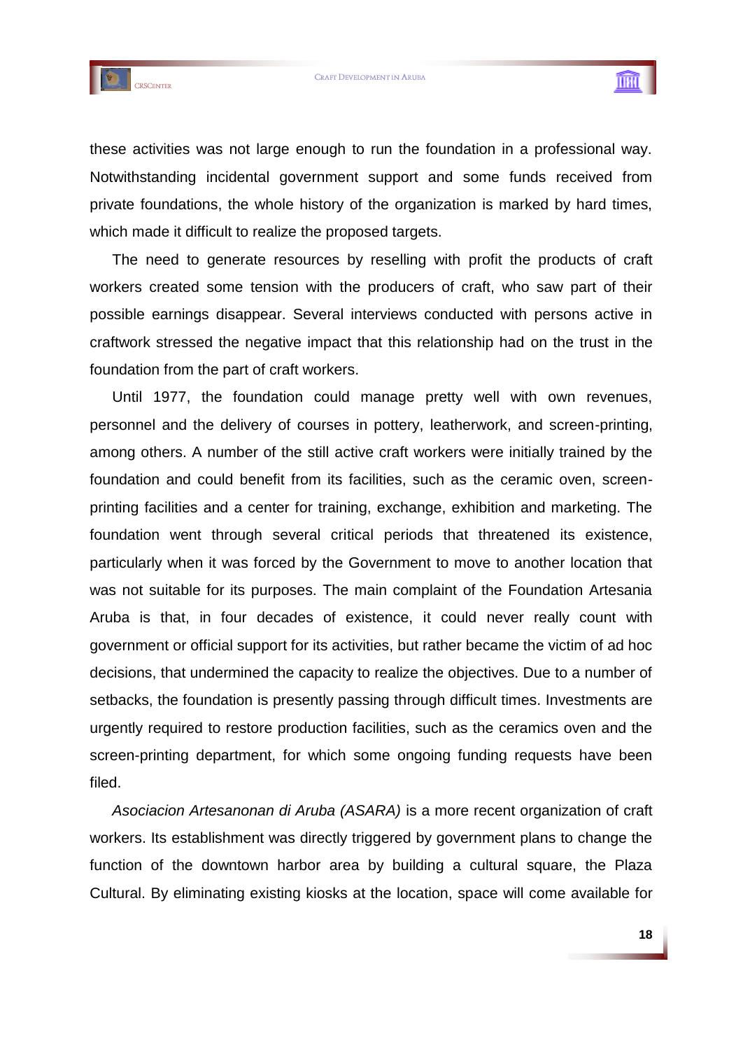these activities was not large enough to run the foundation in a professional way. Notwithstanding incidental government support and some funds received from private foundations, the whole history of the organization is marked by hard times, which made it difficult to realize the proposed targets.

The need to generate resources by reselling with profit the products of craft workers created some tension with the producers of craft, who saw part of their possible earnings disappear. Several interviews conducted with persons active in craftwork stressed the negative impact that this relationship had on the trust in the foundation from the part of craft workers.

Until 1977, the foundation could manage pretty well with own revenues, personnel and the delivery of courses in pottery, leatherwork, and screen-printing, among others. A number of the still active craft workers were initially trained by the foundation and could benefit from its facilities, such as the ceramic oven, screen-printing facilities and a center for training, exchange, exhibition and marketing. The foundation went through several critical periods that threatened its existence, particularly when it was forced by the Government to move to another location that was not suitable for its purposes. The main complaint of the Foundation Artesania Aruba is that, in four decades of existence, it could never really count with government or official support for its activities, but rather became the victim of ad hoc decisions, that undermined the capacity to realize the objectives. Due to a number of setbacks, the foundation is presently passing through difficult times. Investments are urgently required to restore production facilities, such as the ceramics oven and the screen-printing department, for which some ongoing funding requests have been filed.

*Asociacion Artesanonan di Aruba (ASARA)* is a more recent organization of craft workers. Its establishment was directly triggered by government plans to change the function of the downtown harbor area by building a cultural square, the Plaza Cultural. By eliminating existing kiosks at the location, space will come available for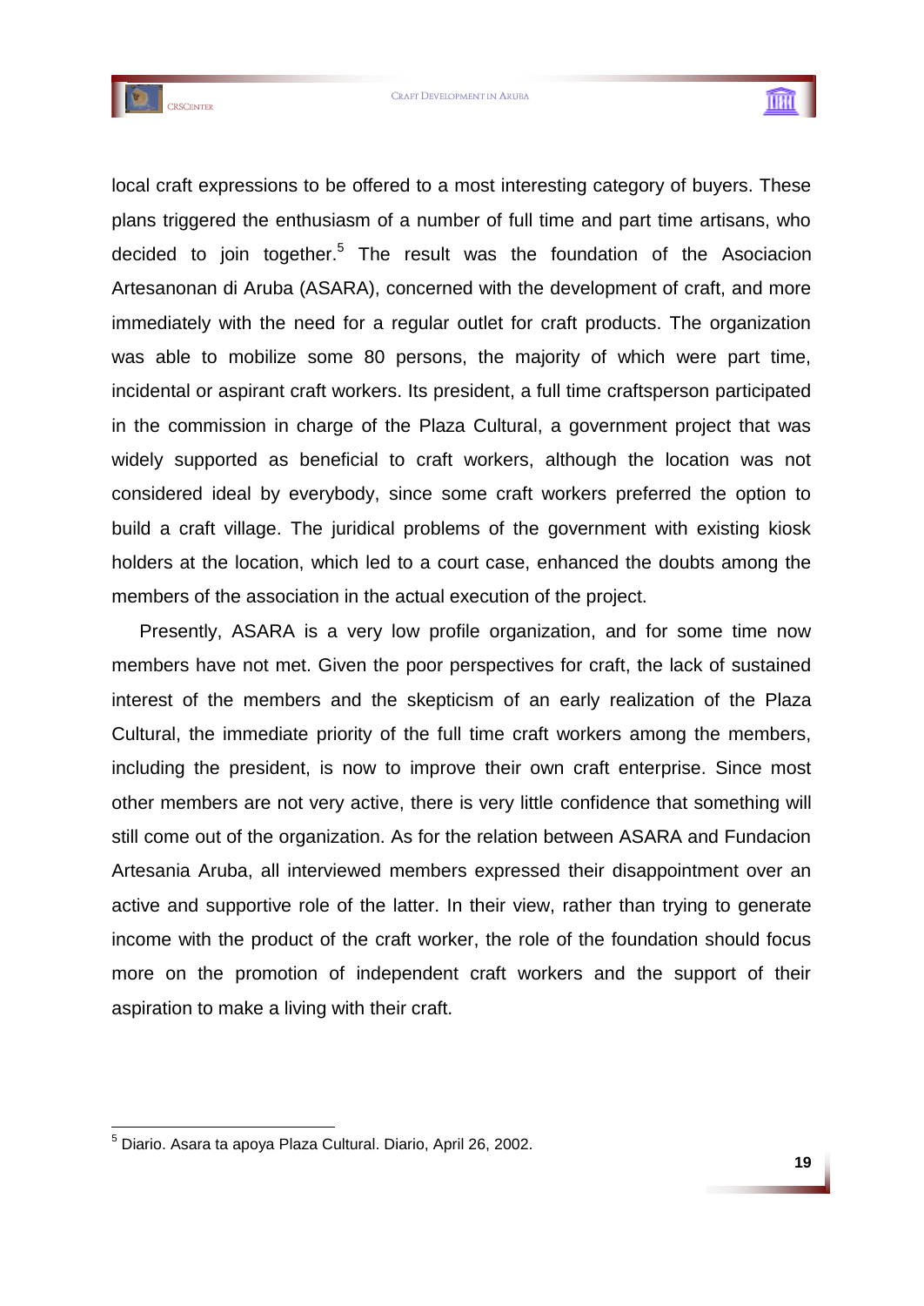local craft expressions to be offered to a most interesting category of buyers. These plans triggered the enthusiasm of a number of full time and part time artisans, who decided to join together.[5] The result was the foundation of the Asociacion Artesanonan di Aruba (ASARA), concerned with the development of craft, and more immediately with the need for a regular outlet for craft products. The organization was able to mobilize some 80 persons, the majority of which were part time, incidental or aspirant craft workers. Its president, a full time craftsperson participated in the commission in charge of the Plaza Cultural, a government project that was widely supported as beneficial to craft workers, although the location was not considered ideal by everybody, since some craft workers preferred the option to build a craft village. The juridical problems of the government with existing kiosk holders at the location, which led to a court case, enhanced the doubts among the members of the association in the actual execution of the project.

Presently, ASARA is a very low profile organization, and for some time now members have not met. Given the poor perspectives for craft, the lack of sustained interest of the members and the skepticism of an early realization of the Plaza Cultural, the immediate priority of the full time craft workers among the members, including the president, is now to improve their own craft enterprise. Since most other members are not very active, there is very little confidence that something will still come out of the organization. As for the relation between ASARA and Fundacion Artesania Aruba, all interviewed members expressed their disappointment over an active and supportive role of the latter. In their view, rather than trying to generate income with the product of the craft worker, the role of the foundation should focus more on the promotion of independent craft workers and the support of their aspiration to make a living with their craft.

[5] Diario. Asara ta apoya Plaza Cultural. Diario, April 26, 2002.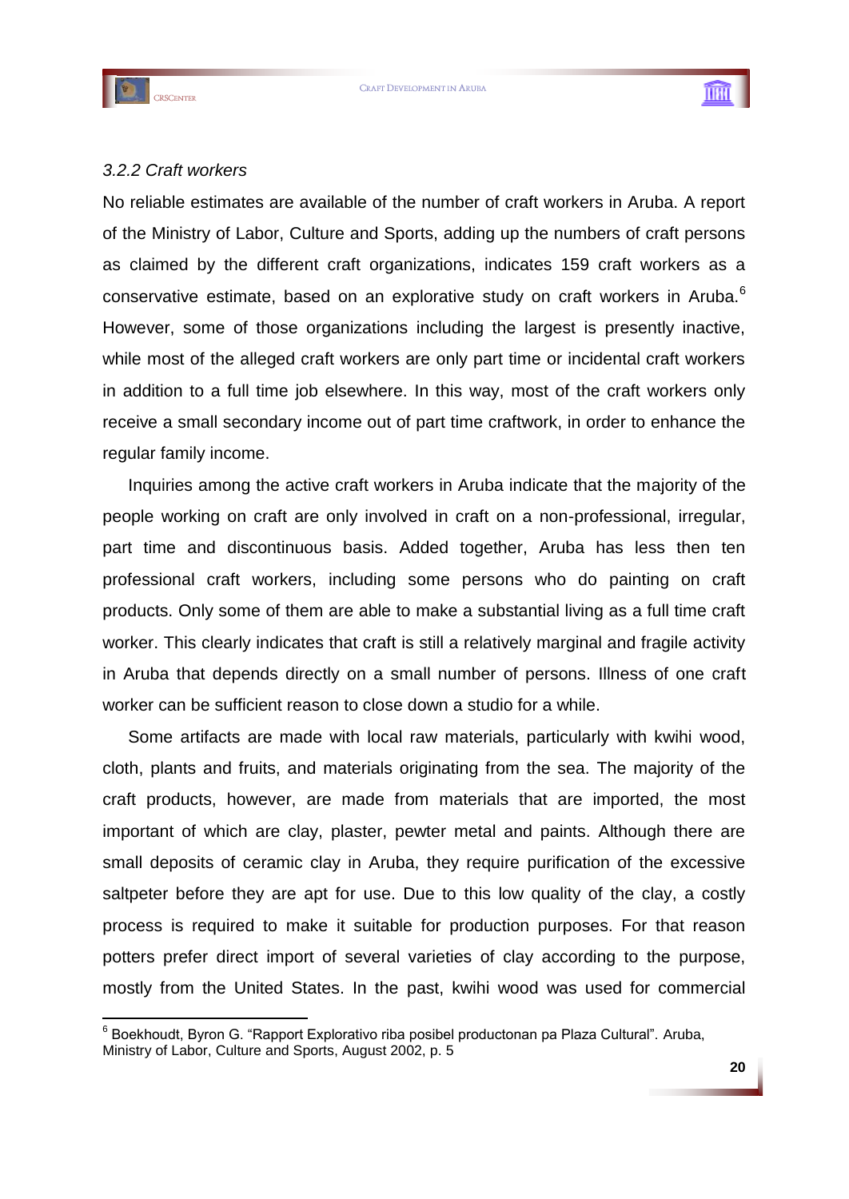### *3.2.2 Craft workers*

No reliable estimates are available of the number of craft workers in Aruba. A report of the Ministry of Labor, Culture and Sports, adding up the numbers of craft persons as claimed by the different craft organizations, indicates 159 craft workers as a conservative estimate, based on an explorative study on craft workers in Aruba.[6] However, some of those organizations including the largest is presently inactive, while most of the alleged craft workers are only part time or incidental craft workers in addition to a full time job elsewhere. In this way, most of the craft workers only receive a small secondary income out of part time craftwork, in order to enhance the regular family income.

Inquiries among the active craft workers in Aruba indicate that the majority of the people working on craft are only involved in craft on a non-professional, irregular, part time and discontinuous basis. Added together, Aruba has less then ten professional craft workers, including some persons who do painting on craft products. Only some of them are able to make a substantial living as a full time craft worker. This clearly indicates that craft is still a relatively marginal and fragile activity in Aruba that depends directly on a small number of persons. Illness of one craft worker can be sufficient reason to close down a studio for a while.

Some artifacts are made with local raw materials, particularly with kwihi wood, cloth, plants and fruits, and materials originating from the sea. The majority of the craft products, however, are made from materials that are imported, the most important of which are clay, plaster, pewter metal and paints. Although there are small deposits of ceramic clay in Aruba, they require purification of the excessive saltpeter before they are apt for use. Due to this low quality of the clay, a costly process is required to make it suitable for production purposes. For that reason potters prefer direct import of several varieties of clay according to the purpose, mostly from the United States. In the past, kwihi wood was used for commercial

---

[6] Boekhoudt, Byron G. "Rapport Explorativo riba posibel productonan pa Plaza Cultural". Aruba, Ministry of Labor, Culture and Sports, August 2002, p. 5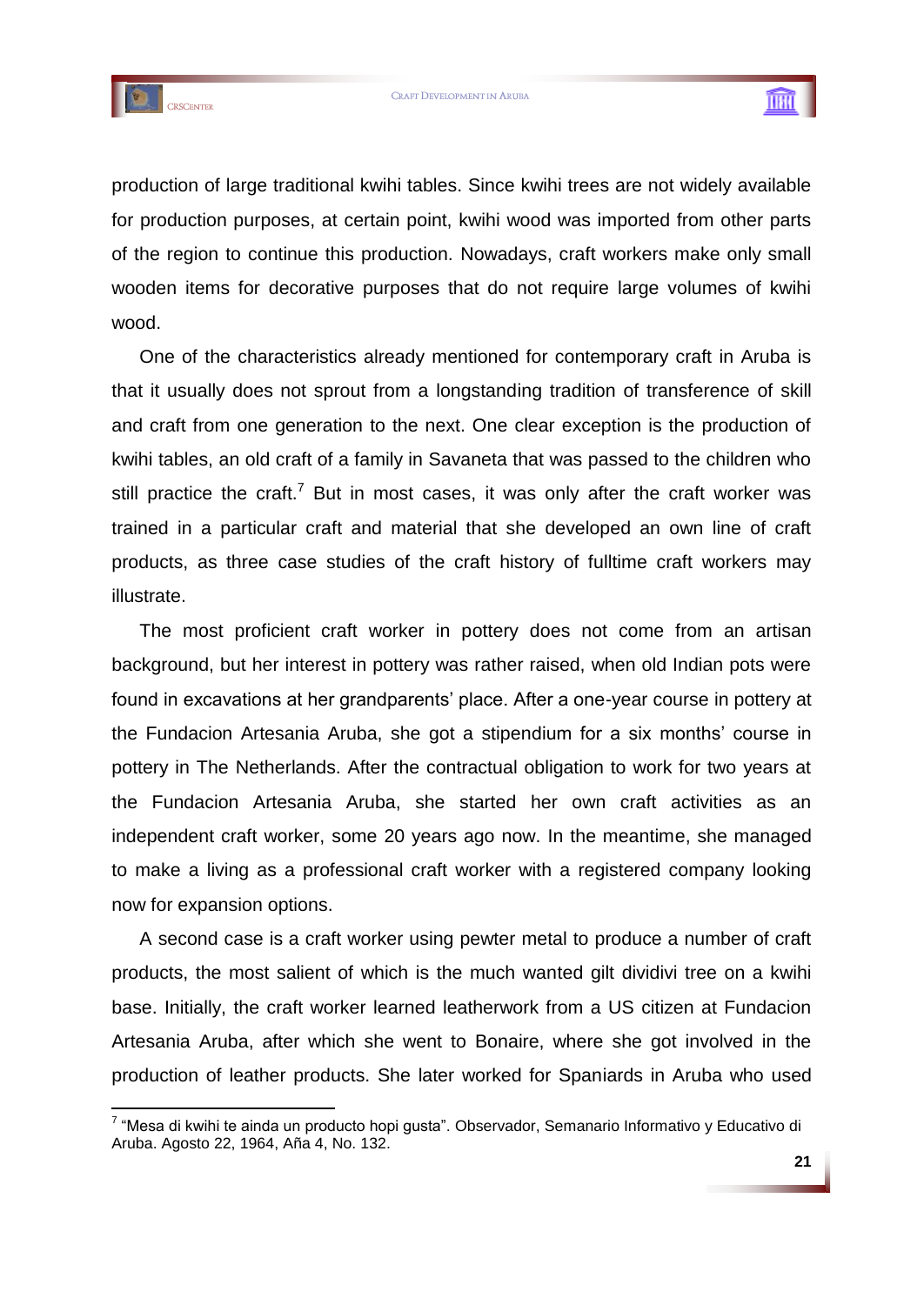production of large traditional kwihi tables. Since kwihi trees are not widely available for production purposes, at certain point, kwihi wood was imported from other parts of the region to continue this production. Nowadays, craft workers make only small wooden items for decorative purposes that do not require large volumes of kwihi wood.

One of the characteristics already mentioned for contemporary craft in Aruba is that it usually does not sprout from a longstanding tradition of transference of skill and craft from one generation to the next. One clear exception is the production of kwihi tables, an old craft of a family in Savaneta that was passed to the children who still practice the craft.[7] But in most cases, it was only after the craft worker was trained in a particular craft and material that she developed an own line of craft products, as three case studies of the craft history of fulltime craft workers may illustrate.

The most proficient craft worker in pottery does not come from an artisan background, but her interest in pottery was rather raised, when old Indian pots were found in excavations at her grandparents' place. After a one-year course in pottery at the Fundacion Artesania Aruba, she got a stipendium for a six months' course in pottery in The Netherlands. After the contractual obligation to work for two years at the Fundacion Artesania Aruba, she started her own craft activities as an independent craft worker, some 20 years ago now. In the meantime, she managed to make a living as a professional craft worker with a registered company looking now for expansion options.

A second case is a craft worker using pewter metal to produce a number of craft products, the most salient of which is the much wanted gilt dividivi tree on a kwihi base. Initially, the craft worker learned leatherwork from a US citizen at Fundacion Artesania Aruba, after which she went to Bonaire, where she got involved in the production of leather products. She later worked for Spaniards in Aruba who used

---

[7] "Mesa di kwihi te ainda un producto hopi gusta". Observador, Semanario Informativo y Educativo di Aruba. Agosto 22, 1964, Aña 4, No. 132.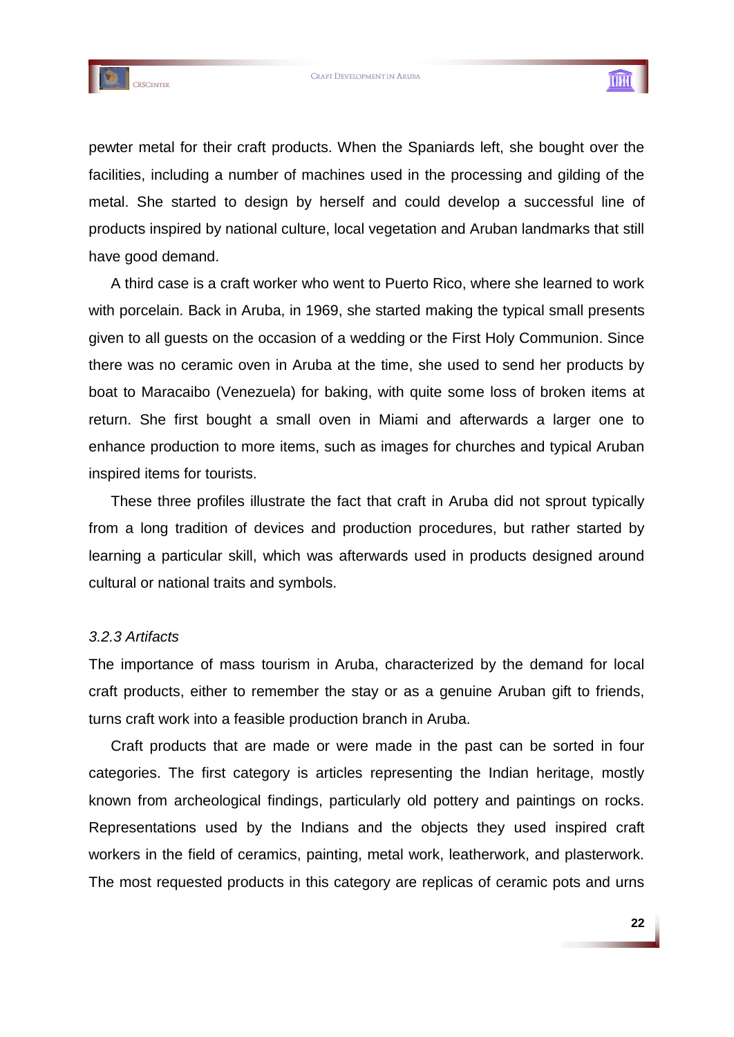pewter metal for their craft products. When the Spaniards left, she bought over the facilities, including a number of machines used in the processing and gilding of the metal. She started to design by herself and could develop a successful line of products inspired by national culture, local vegetation and Aruban landmarks that still have good demand.

A third case is a craft worker who went to Puerto Rico, where she learned to work with porcelain. Back in Aruba, in 1969, she started making the typical small presents given to all guests on the occasion of a wedding or the First Holy Communion. Since there was no ceramic oven in Aruba at the time, she used to send her products by boat to Maracaibo (Venezuela) for baking, with quite some loss of broken items at return. She first bought a small oven in Miami and afterwards a larger one to enhance production to more items, such as images for churches and typical Aruban inspired items for tourists.

These three profiles illustrate the fact that craft in Aruba did not sprout typically from a long tradition of devices and production procedures, but rather started by learning a particular skill, which was afterwards used in products designed around cultural or national traits and symbols.

### *3.2.3 Artifacts*

The importance of mass tourism in Aruba, characterized by the demand for local craft products, either to remember the stay or as a genuine Aruban gift to friends, turns craft work into a feasible production branch in Aruba.

Craft products that are made or were made in the past can be sorted in four categories. The first category is articles representing the Indian heritage, mostly known from archeological findings, particularly old pottery and paintings on rocks. Representations used by the Indians and the objects they used inspired craft workers in the field of ceramics, painting, metal work, leatherwork, and plasterwork. The most requested products in this category are replicas of ceramic pots and urns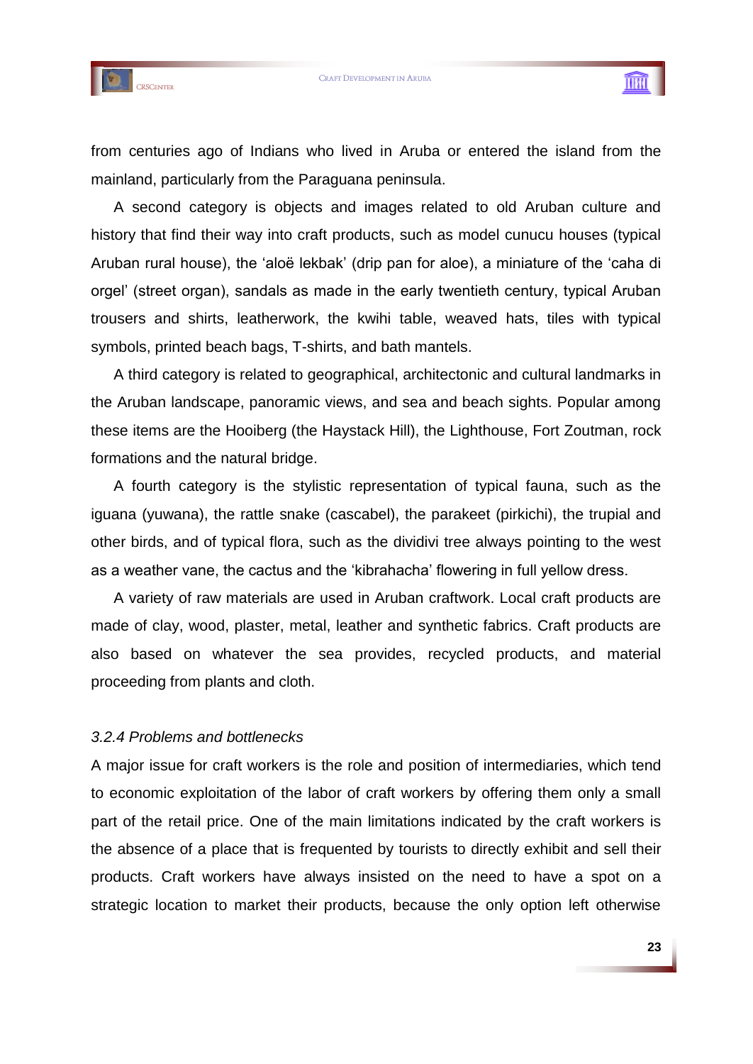from centuries ago of Indians who lived in Aruba or entered the island from the mainland, particularly from the Paraguana peninsula.

A second category is objects and images related to old Aruban culture and history that find their way into craft products, such as model cunucu houses (typical Aruban rural house), the 'aloë lekbak' (drip pan for aloe), a miniature of the 'caha di orgel' (street organ), sandals as made in the early twentieth century, typical Aruban trousers and shirts, leatherwork, the kwihi table, weaved hats, tiles with typical symbols, printed beach bags, T-shirts, and bath mantels.

A third category is related to geographical, architectonic and cultural landmarks in the Aruban landscape, panoramic views, and sea and beach sights. Popular among these items are the Hooiberg (the Haystack Hill), the Lighthouse, Fort Zoutman, rock formations and the natural bridge.

A fourth category is the stylistic representation of typical fauna, such as the iguana (yuwana), the rattle snake (cascabel), the parakeet (pirkichi), the trupial and other birds, and of typical flora, such as the dividivi tree always pointing to the west as a weather vane, the cactus and the 'kibrahacha' flowering in full yellow dress.

A variety of raw materials are used in Aruban craftwork. Local craft products are made of clay, wood, plaster, metal, leather and synthetic fabrics. Craft products are also based on whatever the sea provides, recycled products, and material proceeding from plants and cloth.

### *3.2.4 Problems and bottlenecks*

A major issue for craft workers is the role and position of intermediaries, which tend to economic exploitation of the labor of craft workers by offering them only a small part of the retail price. One of the main limitations indicated by the craft workers is the absence of a place that is frequented by tourists to directly exhibit and sell their products. Craft workers have always insisted on the need to have a spot on a strategic location to market their products, because the only option left otherwise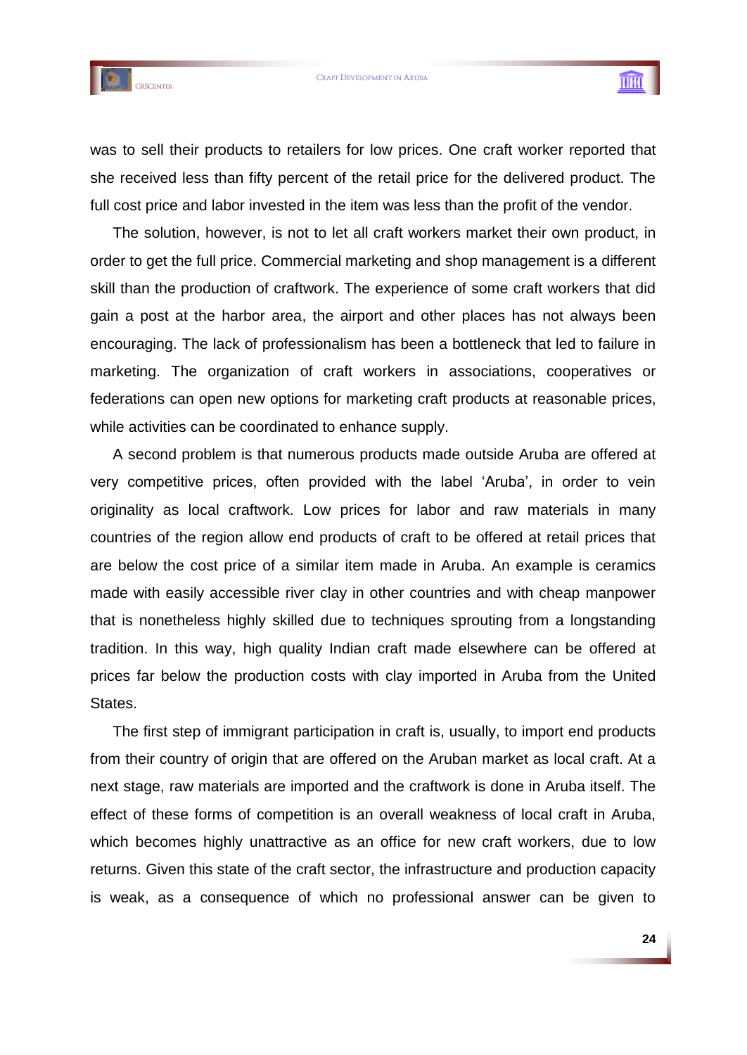was to sell their products to retailers for low prices. One craft worker reported that she received less than fifty percent of the retail price for the delivered product. The full cost price and labor invested in the item was less than the profit of the vendor.

The solution, however, is not to let all craft workers market their own product, in order to get the full price. Commercial marketing and shop management is a different skill than the production of craftwork. The experience of some craft workers that did gain a post at the harbor area, the airport and other places has not always been encouraging. The lack of professionalism has been a bottleneck that led to failure in marketing. The organization of craft workers in associations, cooperatives or federations can open new options for marketing craft products at reasonable prices, while activities can be coordinated to enhance supply.

A second problem is that numerous products made outside Aruba are offered at very competitive prices, often provided with the label 'Aruba', in order to vein originality as local craftwork. Low prices for labor and raw materials in many countries of the region allow end products of craft to be offered at retail prices that are below the cost price of a similar item made in Aruba. An example is ceramics made with easily accessible river clay in other countries and with cheap manpower that is nonetheless highly skilled due to techniques sprouting from a longstanding tradition. In this way, high quality Indian craft made elsewhere can be offered at prices far below the production costs with clay imported in Aruba from the United States.

The first step of immigrant participation in craft is, usually, to import end products from their country of origin that are offered on the Aruban market as local craft. At a next stage, raw materials are imported and the craftwork is done in Aruba itself. The effect of these forms of competition is an overall weakness of local craft in Aruba, which becomes highly unattractive as an office for new craft workers, due to low returns. Given this state of the craft sector, the infrastructure and production capacity is weak, as a consequence of which no professional answer can be given to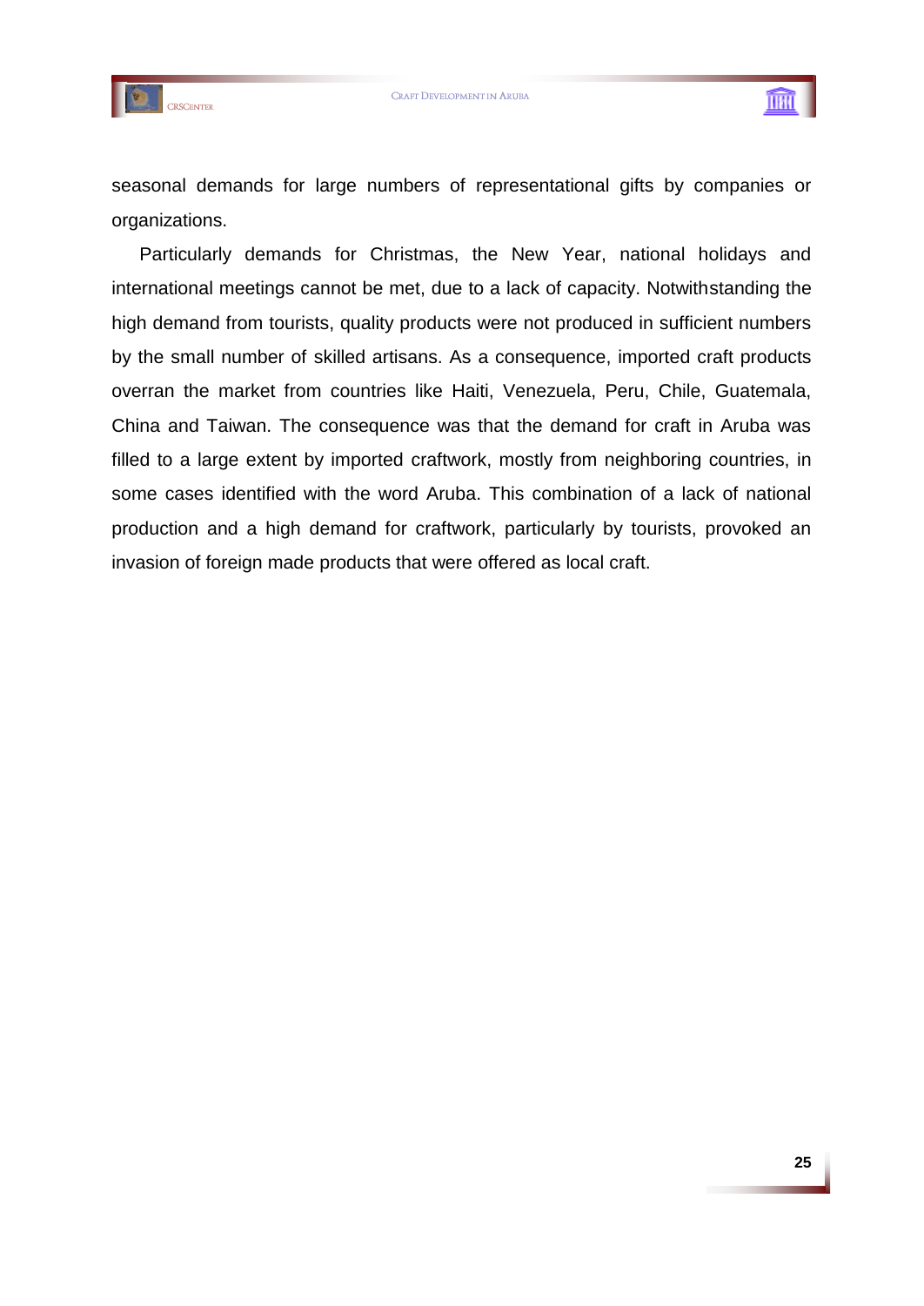seasonal demands for large numbers of representational gifts by companies or organizations.

Particularly demands for Christmas, the New Year, national holidays and international meetings cannot be met, due to a lack of capacity. Notwithstanding the high demand from tourists, quality products were not produced in sufficient numbers by the small number of skilled artisans. As a consequence, imported craft products overran the market from countries like Haiti, Venezuela, Peru, Chile, Guatemala, China and Taiwan. The consequence was that the demand for craft in Aruba was filled to a large extent by imported craftwork, mostly from neighboring countries, in some cases identified with the word Aruba. This combination of a lack of national production and a high demand for craftwork, particularly by tourists, provoked an invasion of foreign made products that were offered as local craft.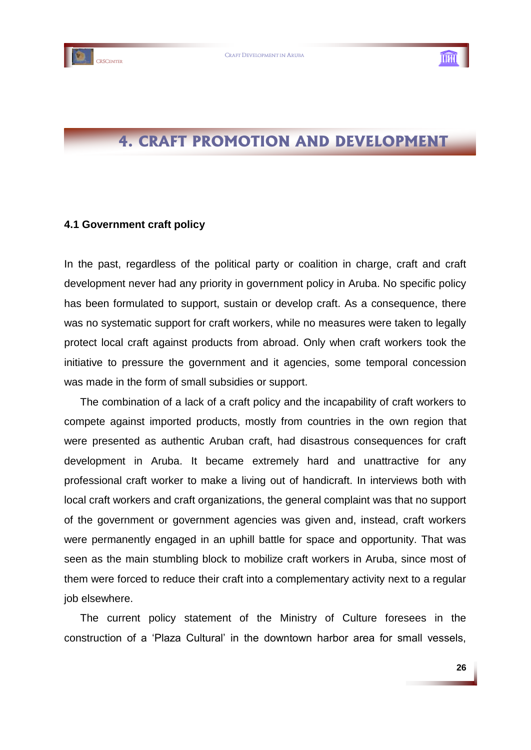# 4. CRAFT PROMOTION AND DEVELOPMENT

### 4.1 Government craft policy

In the past, regardless of the political party or coalition in charge, craft and craft development never had any priority in government policy in Aruba. No specific policy has been formulated to support, sustain or develop craft. As a consequence, there was no systematic support for craft workers, while no measures were taken to legally protect local craft against products from abroad. Only when craft workers took the initiative to pressure the government and it agencies, some temporal concession was made in the form of small subsidies or support.

The combination of a lack of a craft policy and the incapability of craft workers to compete against imported products, mostly from countries in the own region that were presented as authentic Aruban craft, had disastrous consequences for craft development in Aruba. It became extremely hard and unattractive for any professional craft worker to make a living out of handicraft. In interviews both with local craft workers and craft organizations, the general complaint was that no support of the government or government agencies was given and, instead, craft workers were permanently engaged in an uphill battle for space and opportunity. That was seen as the main stumbling block to mobilize craft workers in Aruba, since most of them were forced to reduce their craft into a complementary activity next to a regular job elsewhere.

The current policy statement of the Ministry of Culture foresees in the construction of a 'Plaza Cultural' in the downtown harbor area for small vessels,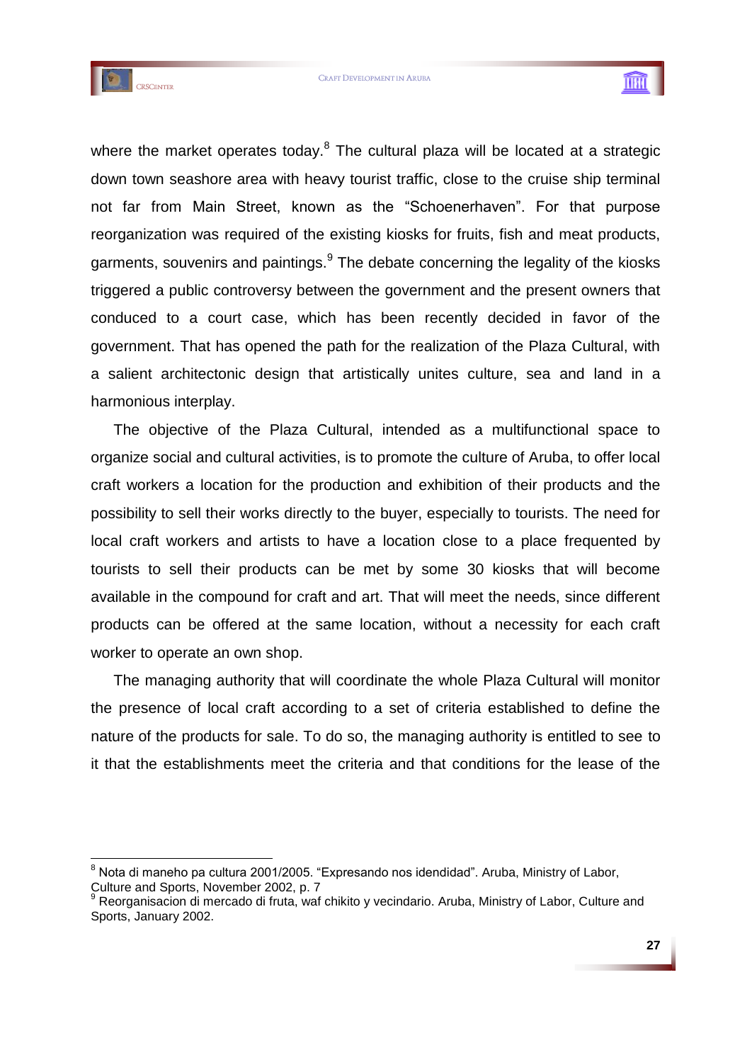where the market operates today.[8] The cultural plaza will be located at a strategic down town seashore area with heavy tourist traffic, close to the cruise ship terminal not far from Main Street, known as the "Schoenerhaven". For that purpose reorganization was required of the existing kiosks for fruits, fish and meat products, garments, souvenirs and paintings.[9] The debate concerning the legality of the kiosks triggered a public controversy between the government and the present owners that conduced to a court case, which has been recently decided in favor of the government. That has opened the path for the realization of the Plaza Cultural, with a salient architectonic design that artistically unites culture, sea and land in a harmonious interplay.

The objective of the Plaza Cultural, intended as a multifunctional space to organize social and cultural activities, is to promote the culture of Aruba, to offer local craft workers a location for the production and exhibition of their products and the possibility to sell their works directly to the buyer, especially to tourists. The need for local craft workers and artists to have a location close to a place frequented by tourists to sell their products can be met by some 30 kiosks that will become available in the compound for craft and art. That will meet the needs, since different products can be offered at the same location, without a necessity for each craft worker to operate an own shop.

The managing authority that will coordinate the whole Plaza Cultural will monitor the presence of local craft according to a set of criteria established to define the nature of the products for sale. To do so, the managing authority is entitled to see to it that the establishments meet the criteria and that conditions for the lease of the

---

[8] Nota di maneho pa cultura 2001/2005. "Expresando nos idendidad". Aruba, Ministry of Labor, Culture and Sports, November 2002, p. 7

[9] Reorganisacion di mercado di fruta, waf chikito y vecindario. Aruba, Ministry of Labor, Culture and Sports, January 2002.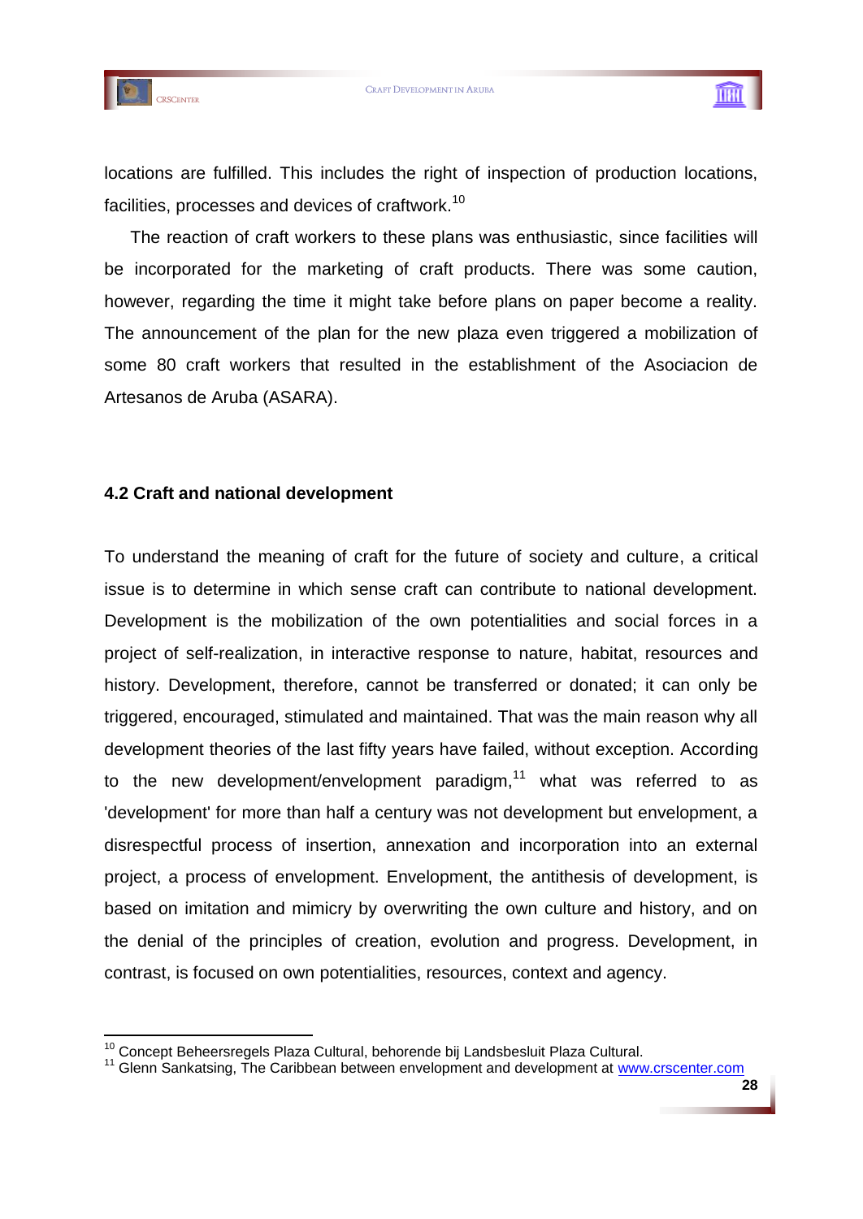locations are fulfilled. This includes the right of inspection of production locations, facilities, processes and devices of craftwork.[10]

The reaction of craft workers to these plans was enthusiastic, since facilities will be incorporated for the marketing of craft products. There was some caution, however, regarding the time it might take before plans on paper become a reality. The announcement of the plan for the new plaza even triggered a mobilization of some 80 craft workers that resulted in the establishment of the Asociacion de Artesanos de Aruba (ASARA).

### 4.2 Craft and national development

To understand the meaning of craft for the future of society and culture, a critical issue is to determine in which sense craft can contribute to national development. Development is the mobilization of the own potentialities and social forces in a project of self-realization, in interactive response to nature, habitat, resources and history. Development, therefore, cannot be transferred or donated; it can only be triggered, encouraged, stimulated and maintained. That was the main reason why all development theories of the last fifty years have failed, without exception. According to the new development/envelopment paradigm,[11] what was referred to as 'development' for more than half a century was not development but envelopment, a disrespectful process of insertion, annexation and incorporation into an external project, a process of envelopment. Envelopment, the antithesis of development, is based on imitation and mimicry by overwriting the own culture and history, and on the denial of the principles of creation, evolution and progress. Development, in contrast, is focused on own potentialities, resources, context and agency.

---

[10] Concept Beheersregels Plaza Cultural, behorende bij Landsbesluit Plaza Cultural.

[11] Glenn Sankatsing, The Caribbean between envelopment and development at www.crscenter.com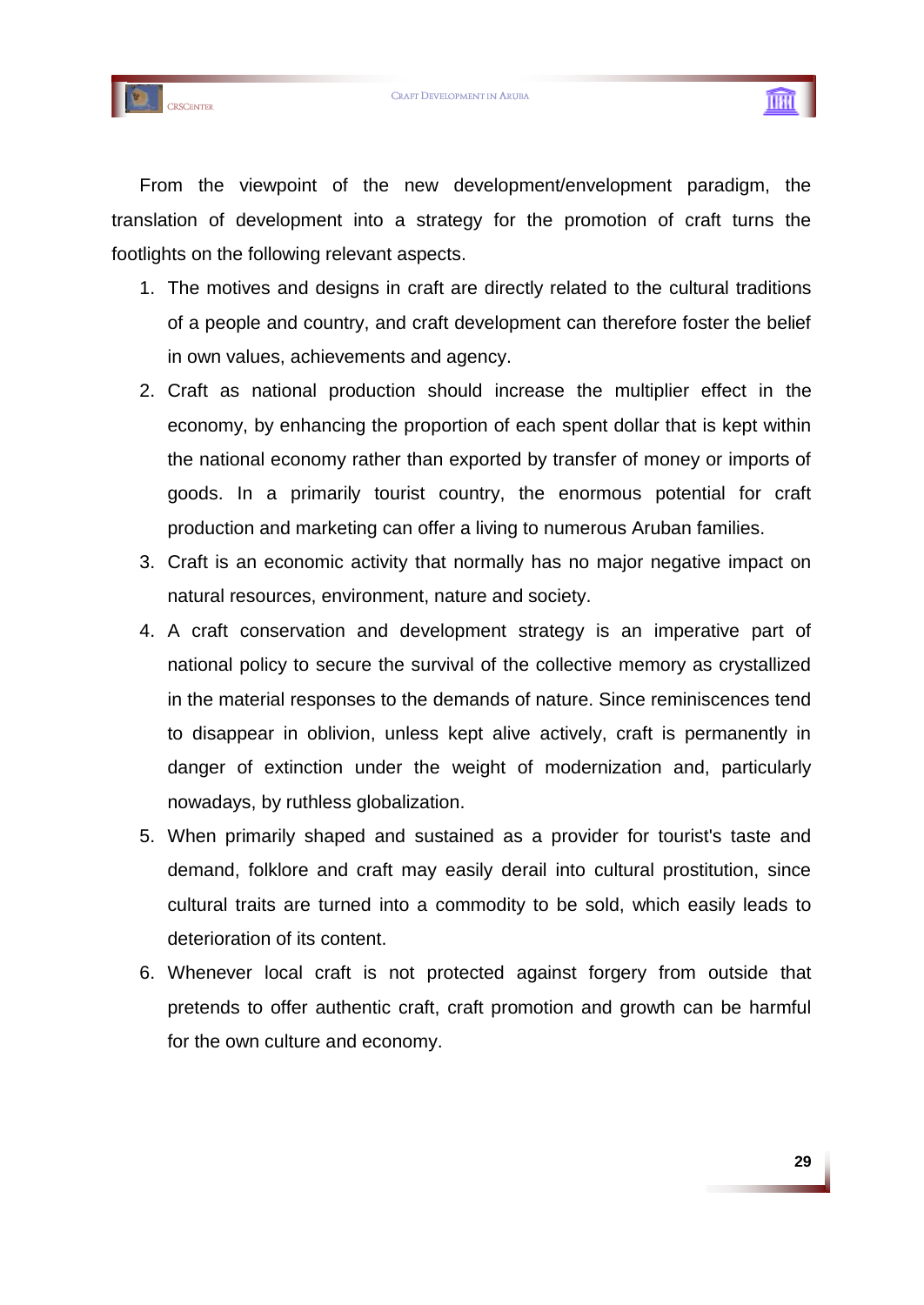From the viewpoint of the new development/envelopment paradigm, the translation of development into a strategy for the promotion of craft turns the footlights on the following relevant aspects.

1. The motives and designs in craft are directly related to the cultural traditions of a people and country, and craft development can therefore foster the belief in own values, achievements and agency.
2. Craft as national production should increase the multiplier effect in the economy, by enhancing the proportion of each spent dollar that is kept within the national economy rather than exported by transfer of money or imports of goods. In a primarily tourist country, the enormous potential for craft production and marketing can offer a living to numerous Aruban families.
3. Craft is an economic activity that normally has no major negative impact on natural resources, environment, nature and society.
4. A craft conservation and development strategy is an imperative part of national policy to secure the survival of the collective memory as crystallized in the material responses to the demands of nature. Since reminiscences tend to disappear in oblivion, unless kept alive actively, craft is permanently in danger of extinction under the weight of modernization and, particularly nowadays, by ruthless globalization.
5. When primarily shaped and sustained as a provider for tourist's taste and demand, folklore and craft may easily derail into cultural prostitution, since cultural traits are turned into a commodity to be sold, which easily leads to deterioration of its content.
6. Whenever local craft is not protected against forgery from outside that pretends to offer authentic craft, craft promotion and growth can be harmful for the own culture and economy.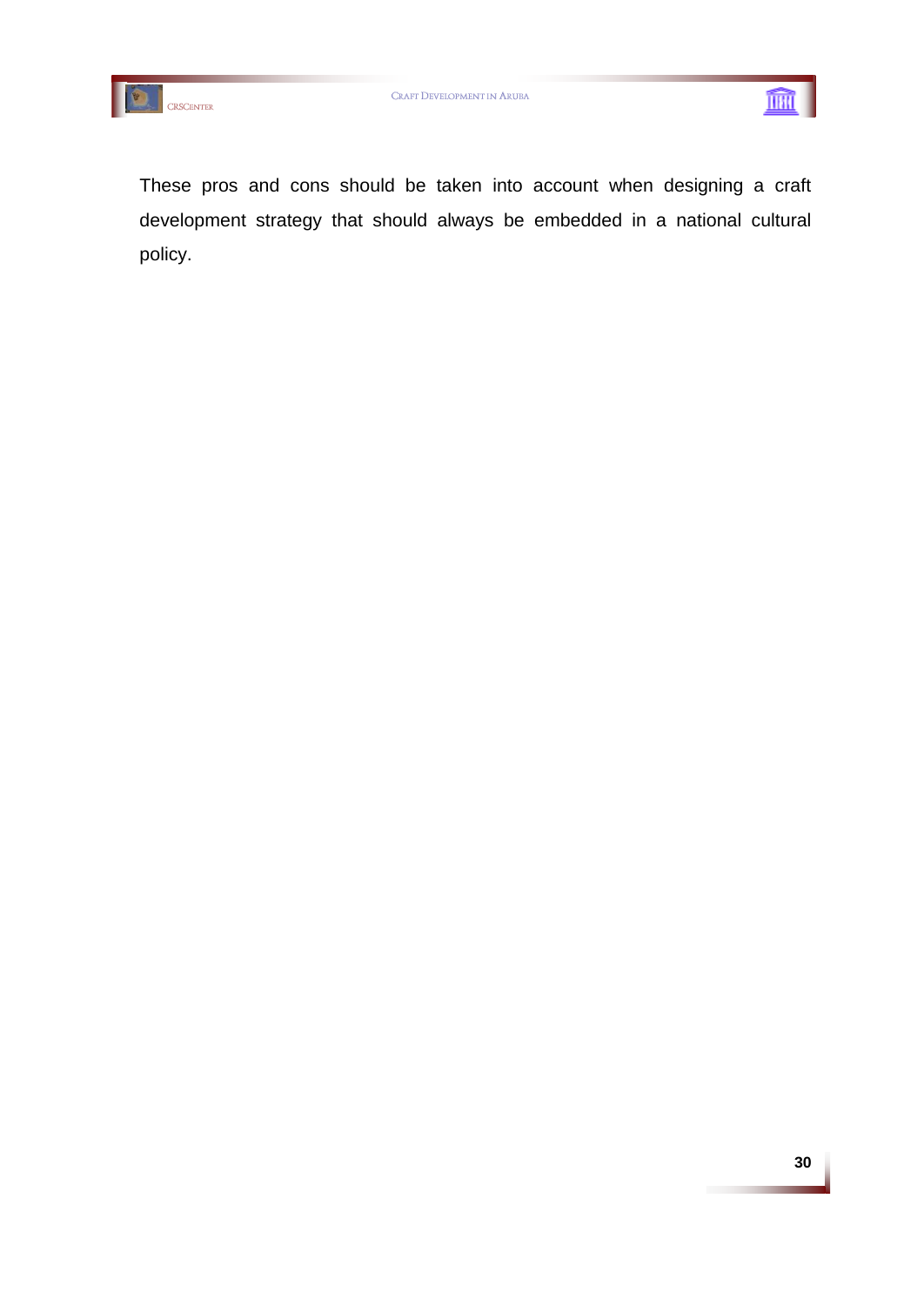These pros and cons should be taken into account when designing a craft development strategy that should always be embedded in a national cultural policy.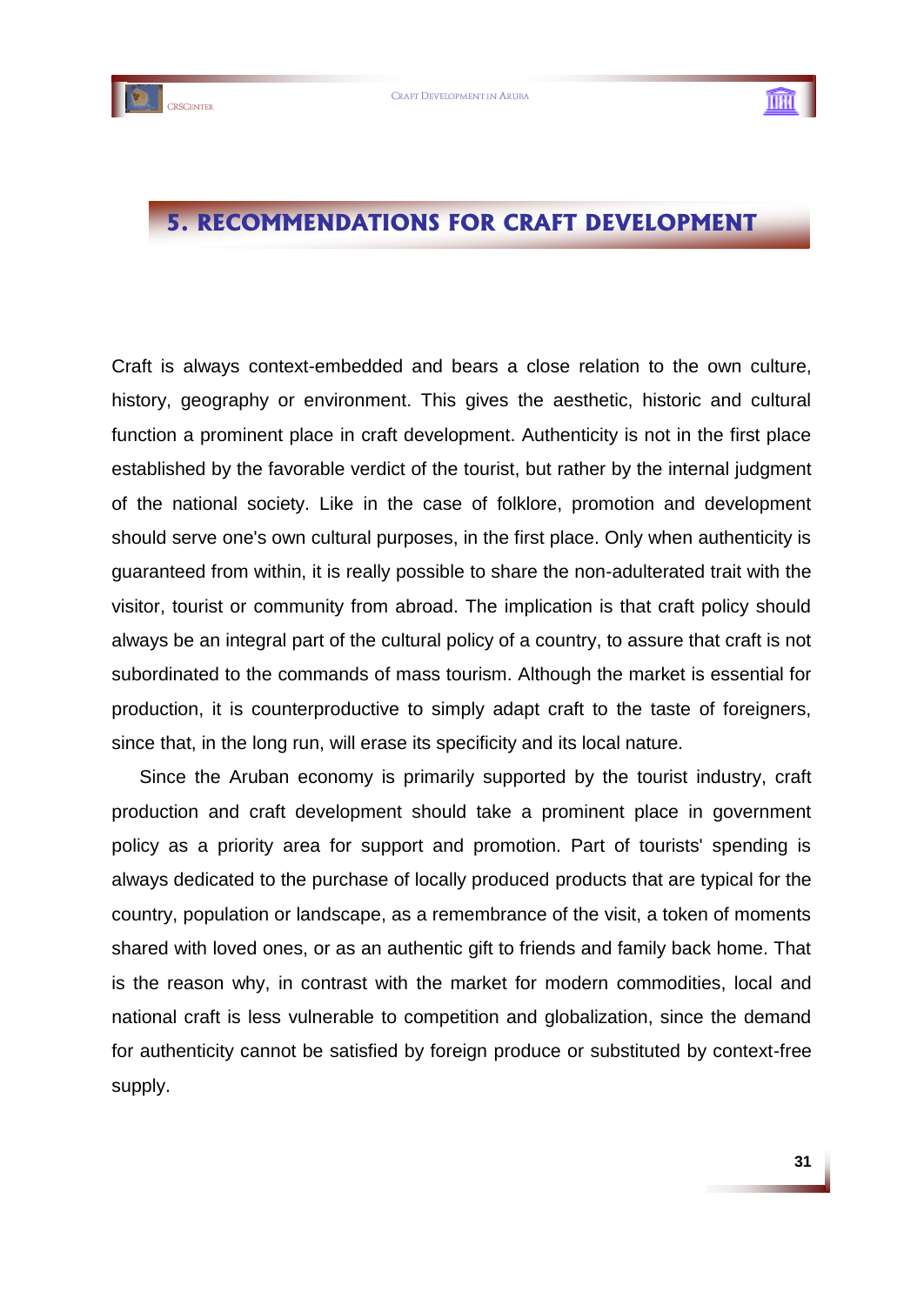# 5. RECOMMENDATIONS FOR CRAFT DEVELOPMENT

Craft is always context-embedded and bears a close relation to the own culture, history, geography or environment. This gives the aesthetic, historic and cultural function a prominent place in craft development. Authenticity is not in the first place established by the favorable verdict of the tourist, but rather by the internal judgment of the national society. Like in the case of folklore, promotion and development should serve one's own cultural purposes, in the first place. Only when authenticity is guaranteed from within, it is really possible to share the non-adulterated trait with the visitor, tourist or community from abroad. The implication is that craft policy should always be an integral part of the cultural policy of a country, to assure that craft is not subordinated to the commands of mass tourism. Although the market is essential for production, it is counterproductive to simply adapt craft to the taste of foreigners, since that, in the long run, will erase its specificity and its local nature.

Since the Aruban economy is primarily supported by the tourist industry, craft production and craft development should take a prominent place in government policy as a priority area for support and promotion. Part of tourists' spending is always dedicated to the purchase of locally produced products that are typical for the country, population or landscape, as a remembrance of the visit, a token of moments shared with loved ones, or as an authentic gift to friends and family back home. That is the reason why, in contrast with the market for modern commodities, local and national craft is less vulnerable to competition and globalization, since the demand for authenticity cannot be satisfied by foreign produce or substituted by context-free supply.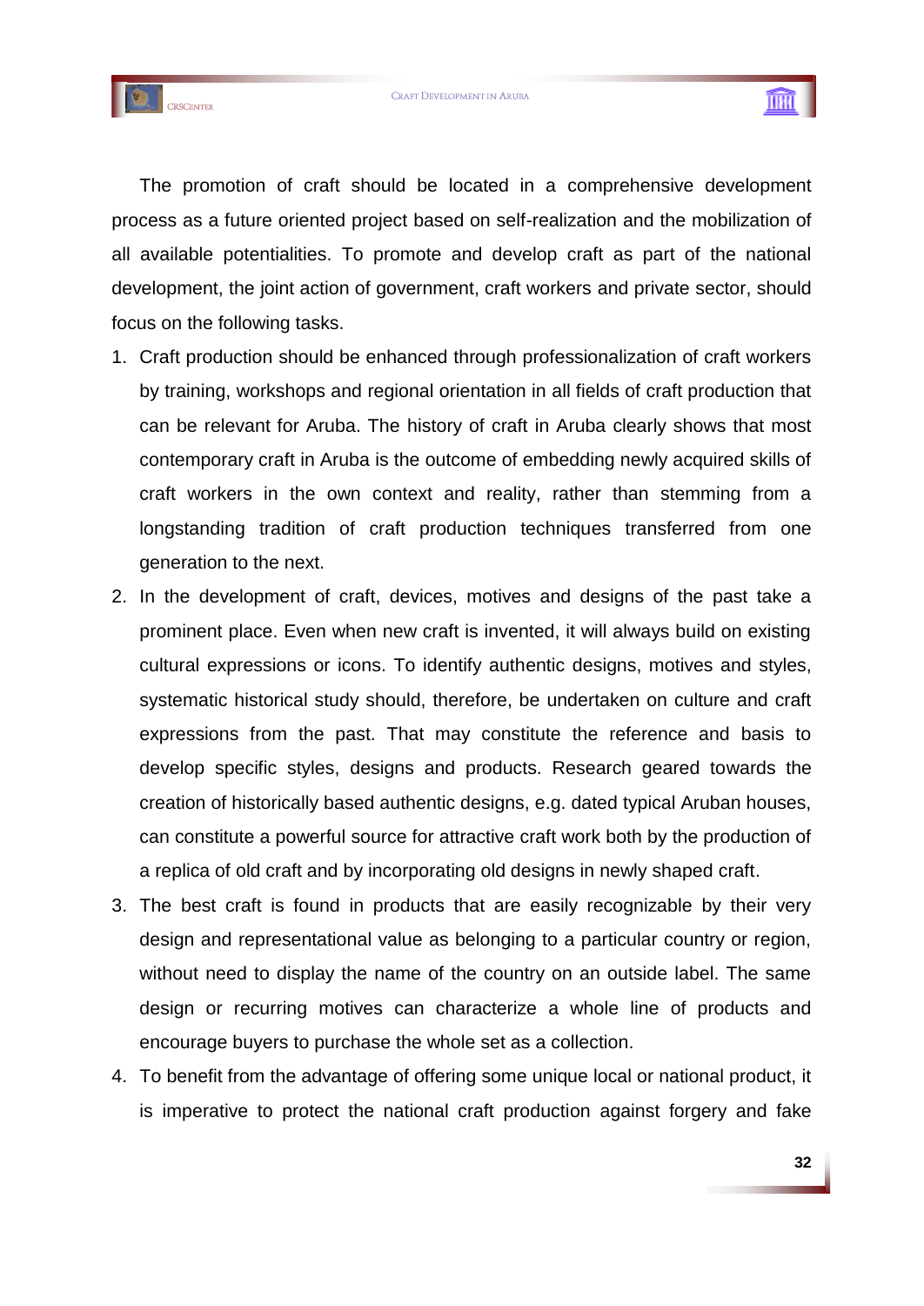The promotion of craft should be located in a comprehensive development process as a future oriented project based on self-realization and the mobilization of all available potentialities. To promote and develop craft as part of the national development, the joint action of government, craft workers and private sector, should focus on the following tasks.

1. Craft production should be enhanced through professionalization of craft workers by training, workshops and regional orientation in all fields of craft production that can be relevant for Aruba. The history of craft in Aruba clearly shows that most contemporary craft in Aruba is the outcome of embedding newly acquired skills of craft workers in the own context and reality, rather than stemming from a longstanding tradition of craft production techniques transferred from one generation to the next.
2. In the development of craft, devices, motives and designs of the past take a prominent place. Even when new craft is invented, it will always build on existing cultural expressions or icons. To identify authentic designs, motives and styles, systematic historical study should, therefore, be undertaken on culture and craft expressions from the past. That may constitute the reference and basis to develop specific styles, designs and products. Research geared towards the creation of historically based authentic designs, e.g. dated typical Aruban houses, can constitute a powerful source for attractive craft work both by the production of a replica of old craft and by incorporating old designs in newly shaped craft.
3. The best craft is found in products that are easily recognizable by their very design and representational value as belonging to a particular country or region, without need to display the name of the country on an outside label. The same design or recurring motives can characterize a whole line of products and encourage buyers to purchase the whole set as a collection.
4. To benefit from the advantage of offering some unique local or national product, it is imperative to protect the national craft production against forgery and fake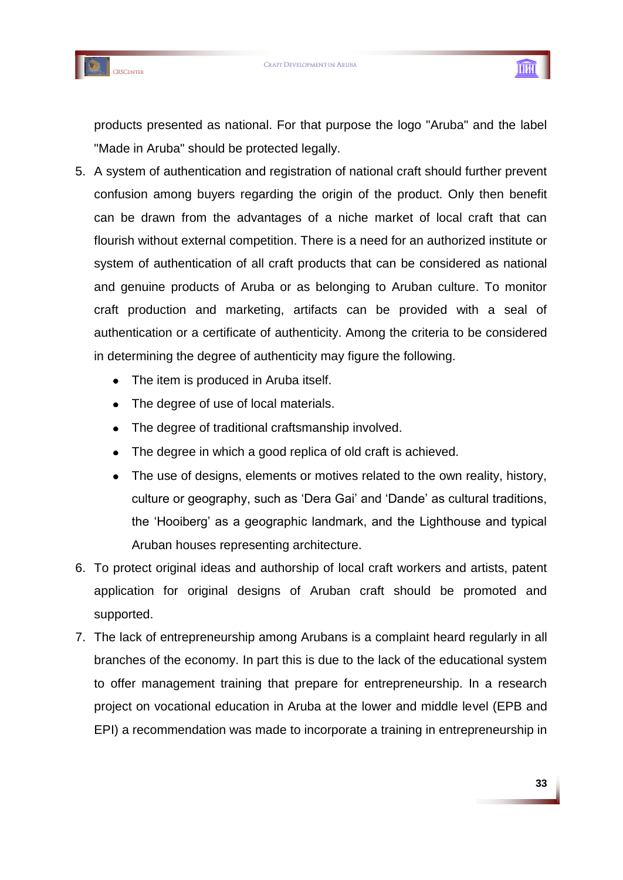products presented as national. For that purpose the logo "Aruba" and the label "Made in Aruba" should be protected legally.

5. A system of authentication and registration of national craft should further prevent confusion among buyers regarding the origin of the product. Only then benefit can be drawn from the advantages of a niche market of local craft that can flourish without external competition. There is a need for an authorized institute or system of authentication of all craft products that can be considered as national and genuine products of Aruba or as belonging to Aruban culture. To monitor craft production and marketing, artifacts can be provided with a seal of authentication or a certificate of authenticity. Among the criteria to be considered in determining the degree of authenticity may figure the following.
   - The item is produced in Aruba itself.
   - The degree of use of local materials.
   - The degree of traditional craftsmanship involved.
   - The degree in which a good replica of old craft is achieved.
   - The use of designs, elements or motives related to the own reality, history, culture or geography, such as 'Dera Gai' and 'Dande' as cultural traditions, the 'Hooiberg' as a geographic landmark, and the Lighthouse and typical Aruban houses representing architecture.
6. To protect original ideas and authorship of local craft workers and artists, patent application for original designs of Aruban craft should be promoted and supported.
7. The lack of entrepreneurship among Arubans is a complaint heard regularly in all branches of the economy. In part this is due to the lack of the educational system to offer management training that prepare for entrepreneurship. In a research project on vocational education in Aruba at the lower and middle level (EPB and EPI) a recommendation was made to incorporate a training in entrepreneurship in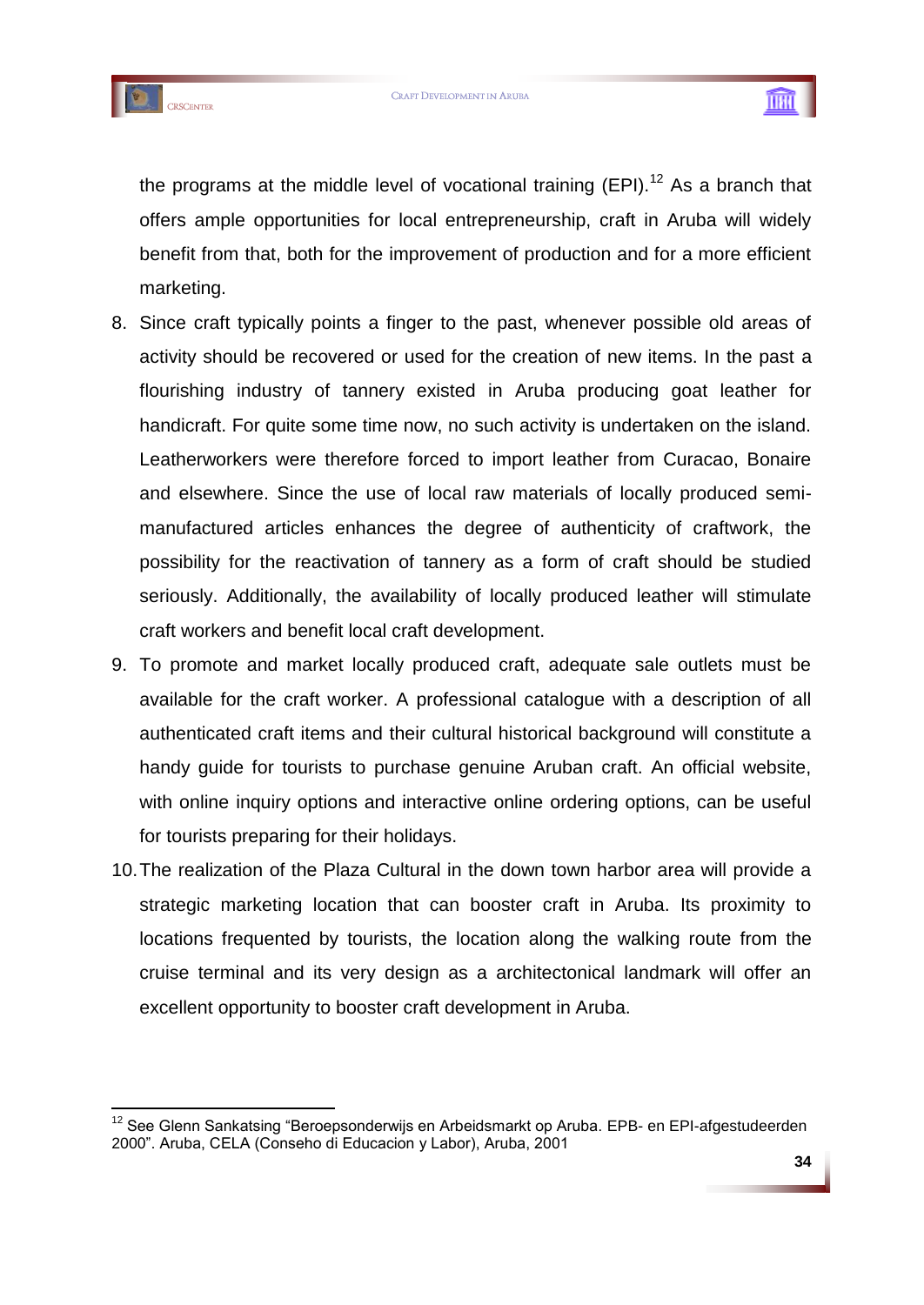the programs at the middle level of vocational training (EPI).[12] As a branch that offers ample opportunities for local entrepreneurship, craft in Aruba will widely benefit from that, both for the improvement of production and for a more efficient marketing.

8. Since craft typically points a finger to the past, whenever possible old areas of activity should be recovered or used for the creation of new items. In the past a flourishing industry of tannery existed in Aruba producing goat leather for handicraft. For quite some time now, no such activity is undertaken on the island. Leatherworkers were therefore forced to import leather from Curacao, Bonaire and elsewhere. Since the use of local raw materials of locally produced semi-manufactured articles enhances the degree of authenticity of craftwork, the possibility for the reactivation of tannery as a form of craft should be studied seriously. Additionally, the availability of locally produced leather will stimulate craft workers and benefit local craft development.
9. To promote and market locally produced craft, adequate sale outlets must be available for the craft worker. A professional catalogue with a description of all authenticated craft items and their cultural historical background will constitute a handy guide for tourists to purchase genuine Aruban craft. An official website, with online inquiry options and interactive online ordering options, can be useful for tourists preparing for their holidays.
10. The realization of the Plaza Cultural in the down town harbor area will provide a strategic marketing location that can booster craft in Aruba. Its proximity to locations frequented by tourists, the location along the walking route from the cruise terminal and its very design as a architectonical landmark will offer an excellent opportunity to booster craft development in Aruba.

---

[12] See Glenn Sankatsing "Beroepsonderwijs en Arbeidsmarkt op Aruba. EPB- en EPI-afgestudeerden 2000". Aruba, CELA (Conseho di Educacion y Labor), Aruba, 2001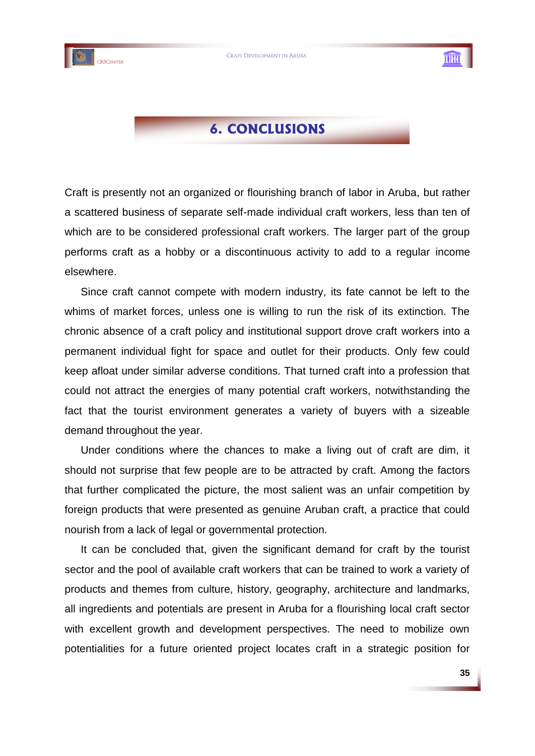# 6. CONCLUSIONS

Craft is presently not an organized or flourishing branch of labor in Aruba, but rather a scattered business of separate self-made individual craft workers, less than ten of which are to be considered professional craft workers. The larger part of the group performs craft as a hobby or a discontinuous activity to add to a regular income elsewhere.

Since craft cannot compete with modern industry, its fate cannot be left to the whims of market forces, unless one is willing to run the risk of its extinction. The chronic absence of a craft policy and institutional support drove craft workers into a permanent individual fight for space and outlet for their products. Only few could keep afloat under similar adverse conditions. That turned craft into a profession that could not attract the energies of many potential craft workers, notwithstanding the fact that the tourist environment generates a variety of buyers with a sizeable demand throughout the year.

Under conditions where the chances to make a living out of craft are dim, it should not surprise that few people are to be attracted by craft. Among the factors that further complicated the picture, the most salient was an unfair competition by foreign products that were presented as genuine Aruban craft, a practice that could nourish from a lack of legal or governmental protection.

It can be concluded that, given the significant demand for craft by the tourist sector and the pool of available craft workers that can be trained to work a variety of products and themes from culture, history, geography, architecture and landmarks, all ingredients and potentials are present in Aruba for a flourishing local craft sector with excellent growth and development perspectives. The need to mobilize own potentialities for a future oriented project locates craft in a strategic position for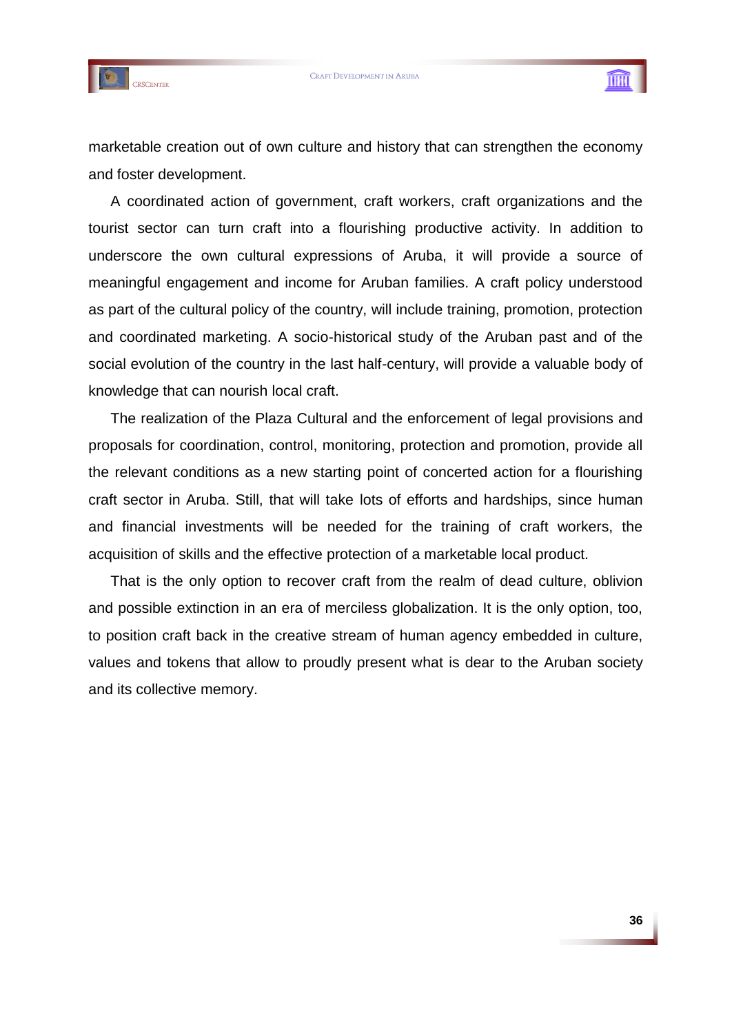marketable creation out of own culture and history that can strengthen the economy and foster development.

A coordinated action of government, craft workers, craft organizations and the tourist sector can turn craft into a flourishing productive activity. In addition to underscore the own cultural expressions of Aruba, it will provide a source of meaningful engagement and income for Aruban families. A craft policy understood as part of the cultural policy of the country, will include training, promotion, protection and coordinated marketing. A socio-historical study of the Aruban past and of the social evolution of the country in the last half-century, will provide a valuable body of knowledge that can nourish local craft.

The realization of the Plaza Cultural and the enforcement of legal provisions and proposals for coordination, control, monitoring, protection and promotion, provide all the relevant conditions as a new starting point of concerted action for a flourishing craft sector in Aruba. Still, that will take lots of efforts and hardships, since human and financial investments will be needed for the training of craft workers, the acquisition of skills and the effective protection of a marketable local product.

That is the only option to recover craft from the realm of dead culture, oblivion and possible extinction in an era of merciless globalization. It is the only option, too, to position craft back in the creative stream of human agency embedded in culture, values and tokens that allow to proudly present what is dear to the Aruban society and its collective memory.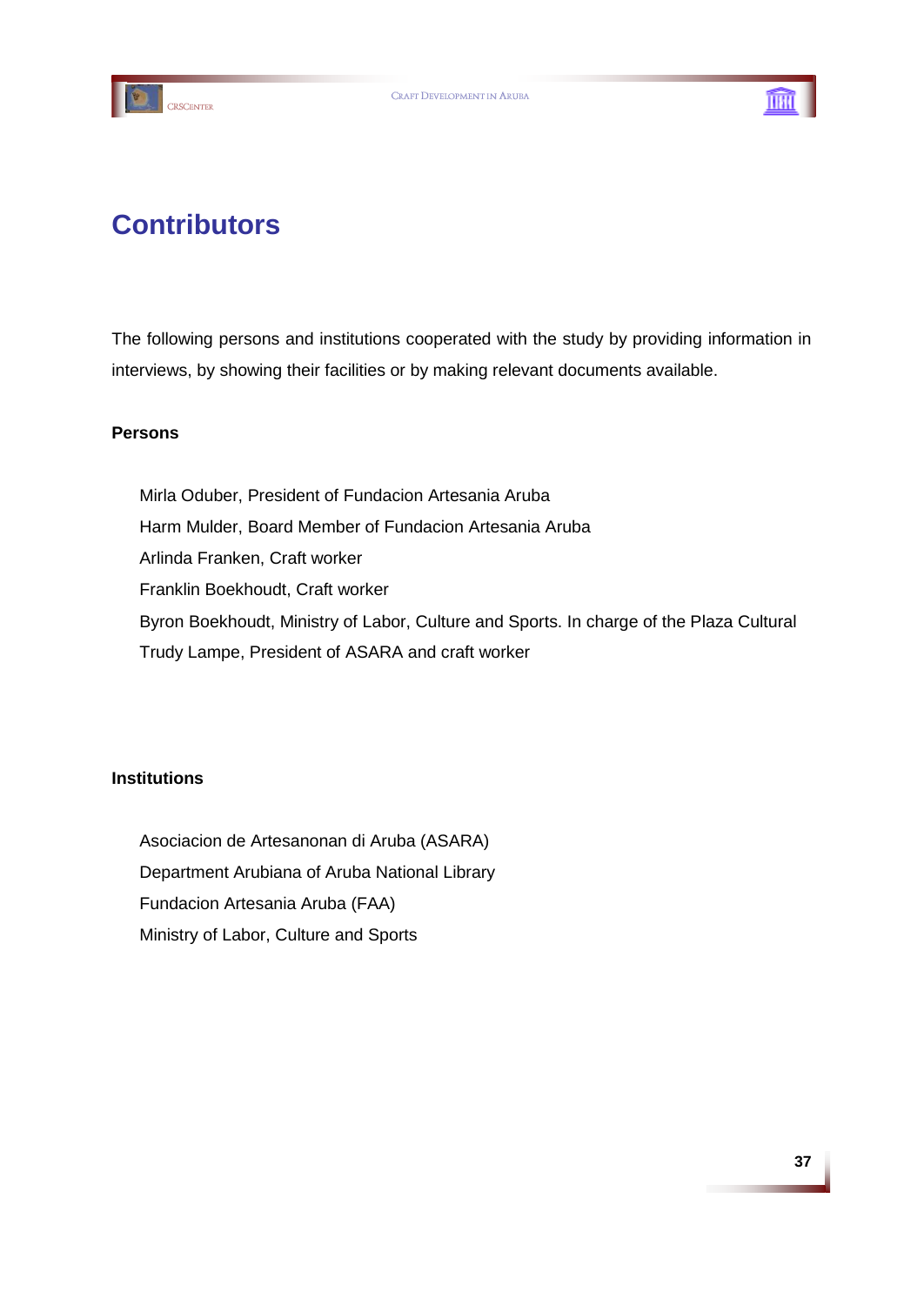# Contributors

The following persons and institutions cooperated with the study by providing information in interviews, by showing their facilities or by making relevant documents available.

**Persons**

Mirla Oduber, President of Fundacion Artesania Aruba
Harm Mulder, Board Member of Fundacion Artesania Aruba
Arlinda Franken, Craft worker
Franklin Boekhoudt, Craft worker
Byron Boekhoudt, Ministry of Labor, Culture and Sports. In charge of the Plaza Cultural
Trudy Lampe, President of ASARA and craft worker

**Institutions**

Asociacion de Artesanonan di Aruba (ASARA)
Department Arubiana of Aruba National Library
Fundacion Artesania Aruba (FAA)
Ministry of Labor, Culture and Sports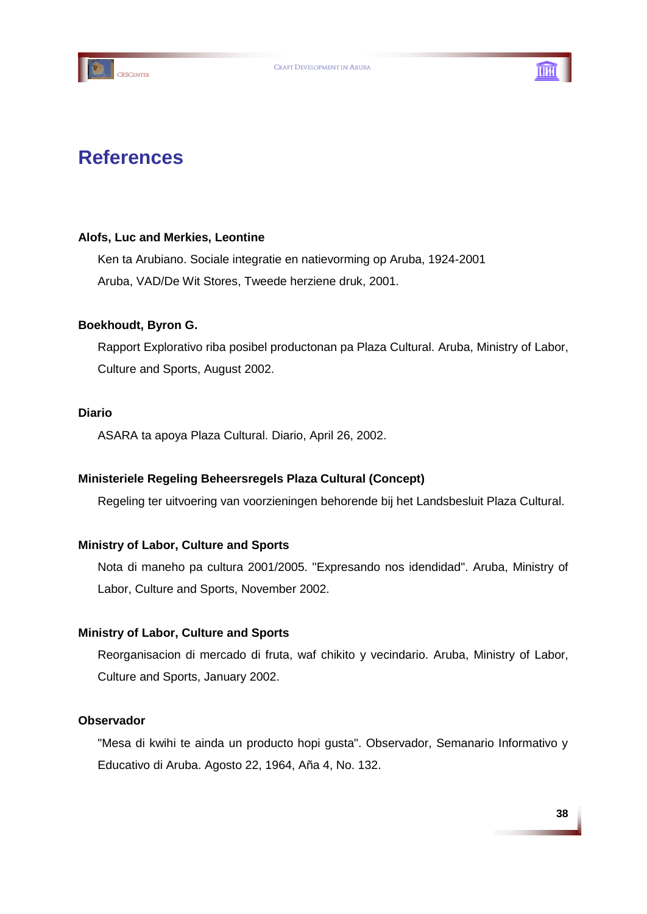# References

**Alofs, Luc and Merkies, Leontine**

Ken ta Arubiano. Sociale integratie en natievorming op Aruba, 1924-2001

Aruba, VAD/De Wit Stores, Tweede herziene druk, 2001.

**Boekhoudt, Byron G.**

Rapport Explorativo riba posibel productonan pa Plaza Cultural. Aruba, Ministry of Labor, Culture and Sports, August 2002.

**Diario**

ASARA ta apoya Plaza Cultural. Diario, April 26, 2002.

**Ministeriele Regeling Beheersregels Plaza Cultural (Concept)**

Regeling ter uitvoering van voorzieningen behorende bij het Landsbesluit Plaza Cultural.

**Ministry of Labor, Culture and Sports**

Nota di maneho pa cultura 2001/2005. "Expresando nos idendidad". Aruba, Ministry of Labor, Culture and Sports, November 2002.

**Ministry of Labor, Culture and Sports**

Reorganisacion di mercado di fruta, waf chikito y vecindario. Aruba, Ministry of Labor, Culture and Sports, January 2002.

**Observador**

"Mesa di kwihi te ainda un producto hopi gusta". Observador, Semanario Informativo y Educativo di Aruba. Agosto 22, 1964, Aña 4, No. 132.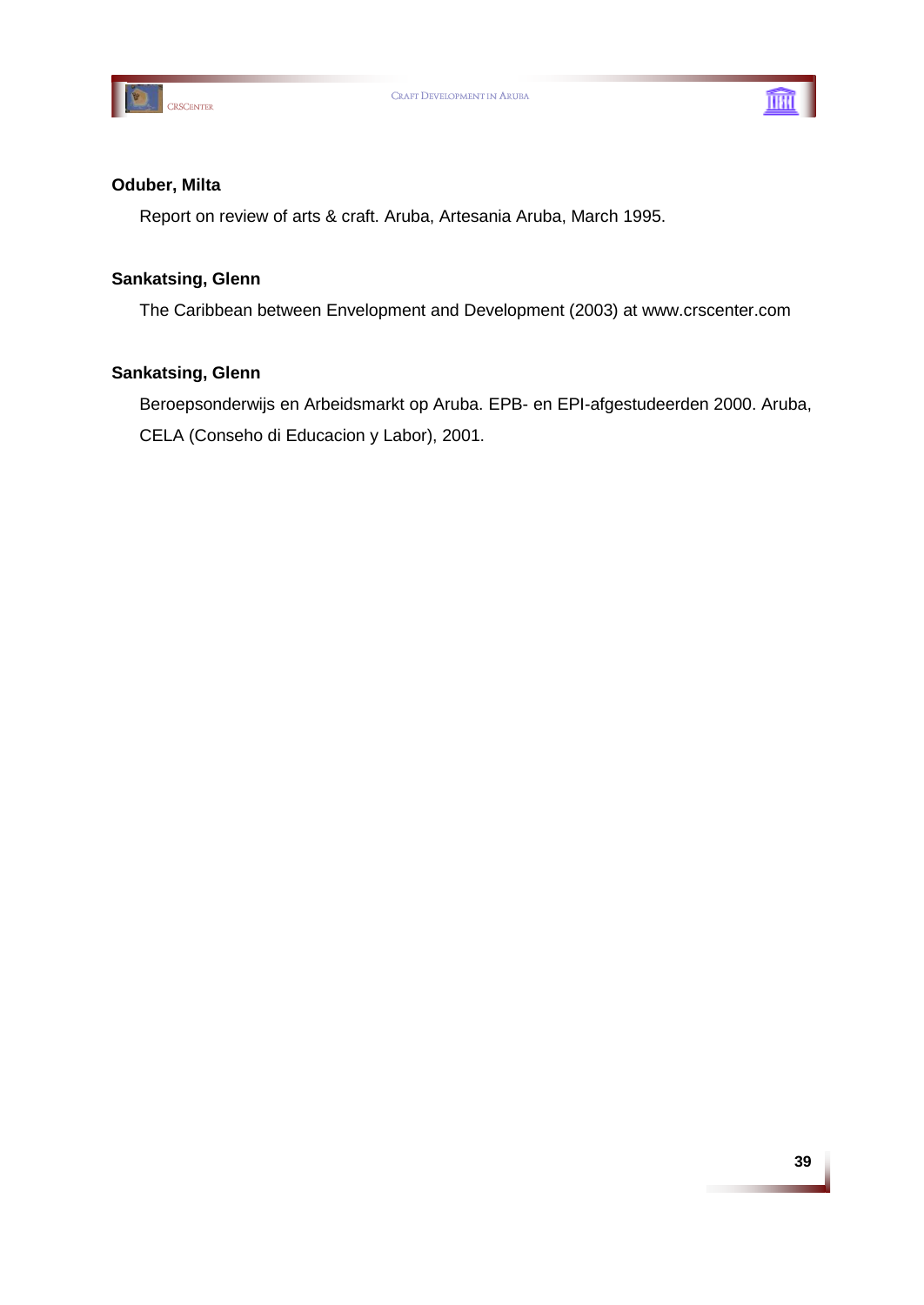**Oduber, Milta**

Report on review of arts & craft. Aruba, Artesania Aruba, March 1995.

**Sankatsing, Glenn**

The Caribbean between Envelopment and Development (2003) at www.crscenter.com

**Sankatsing, Glenn**

Beroepsonderwijs en Arbeidsmarkt op Aruba. EPB- en EPI-afgestudeerden 2000. Aruba, CELA (Conseho di Educacion y Labor), 2001.